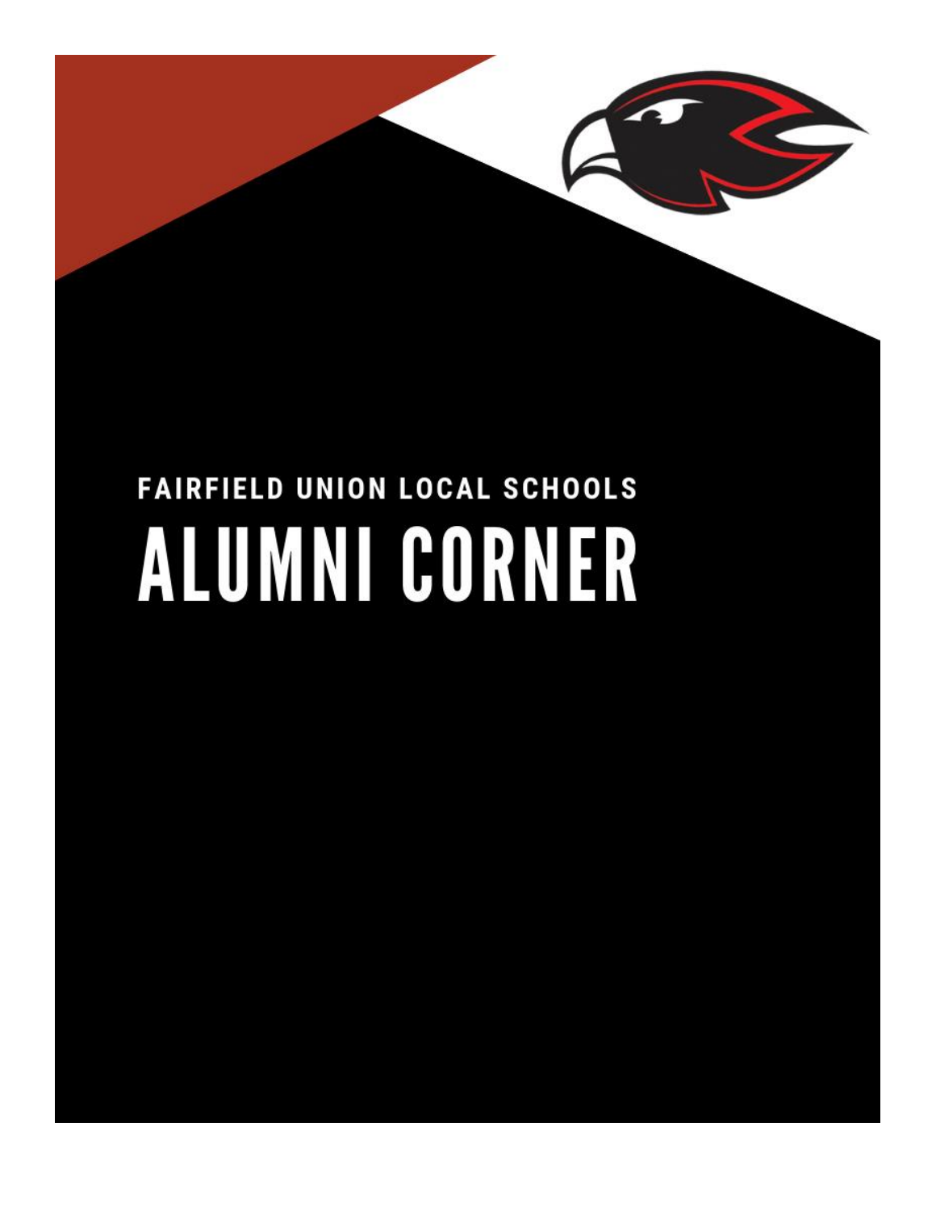FAIRFIELD UNION LOCAL SCHOOLS

# ALUMNI CORNER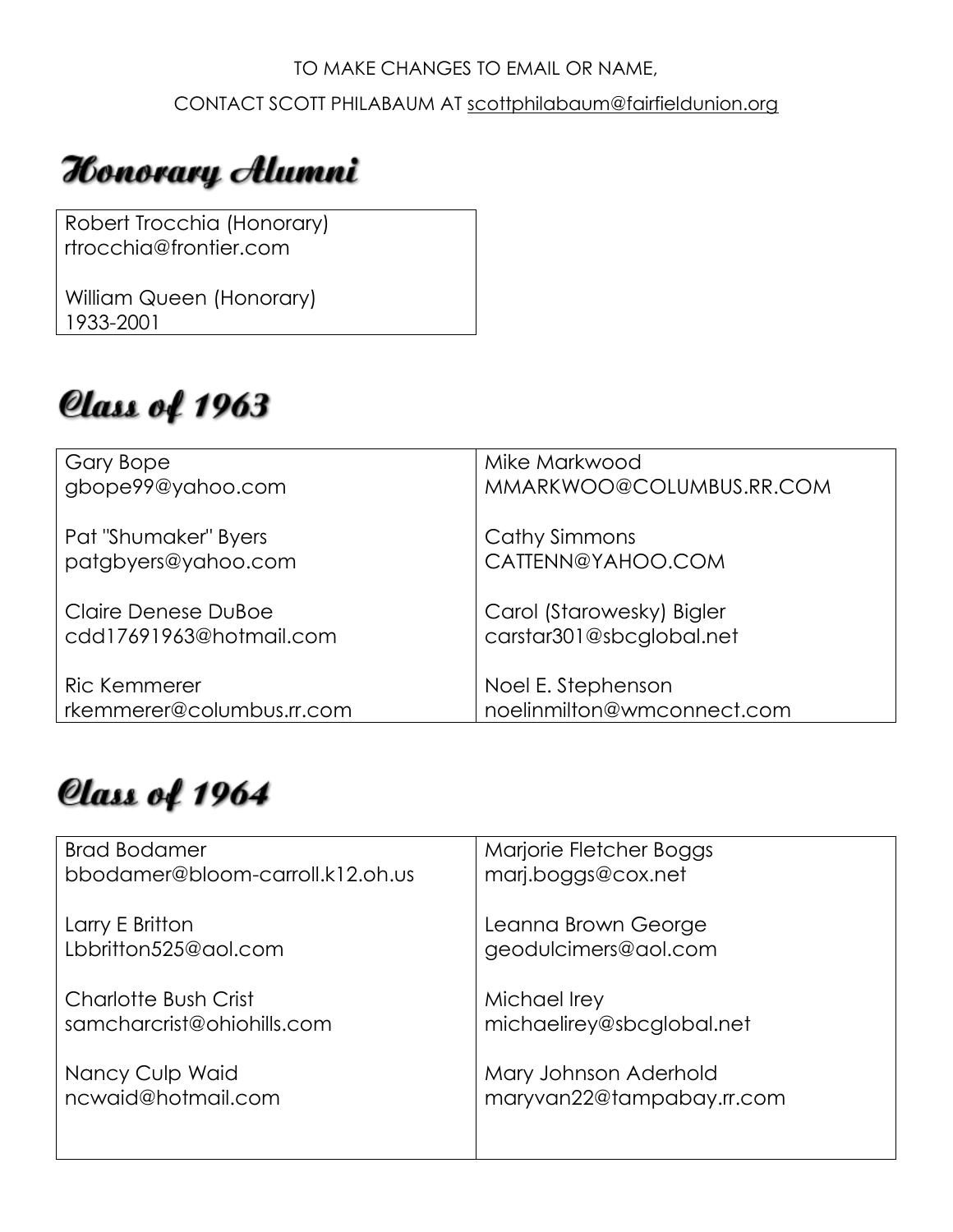TO MAKE CHANGES TO EMAIL OR NAME,

CONTACT SCOTT PHILABAUM AT scottphilabaum@fairfieldunion.org

# Honorary Alumni

| |
|---|
| Robert Trocchia (Honorary)<br>rtrocchia@frontier.com<br><br>William Queen (Honorary)<br>1933-2001 |

# Class of 1963

| | |
|---|---|
| Gary Bope<br>gbope99@yahoo.com | Mike Markwood<br>MMARKWOO@COLUMBUS.RR.COM |
| Pat "Shumaker" Byers<br>patgbyers@yahoo.com | Cathy Simmons<br>CATTENN@YAHOO.COM |
| Claire Denese DuBoe<br>cdd17691963@hotmail.com | Carol (Starowesky) Bigler<br>carstar301@sbcglobal.net |
| Ric Kemmerer<br>rkemmerer@columbus.rr.com | Noel E. Stephenson<br>noelinmilton@wmconnect.com |

# Class of 1964

| | |
|---|---|
| Brad Bodamer<br>bbodamer@bloom-carroll.k12.oh.us | Marjorie Fletcher Boggs<br>marj.boggs@cox.net |
| Larry E Britton<br>Lbbritton525@aol.com | Leanna Brown George<br>geodulcimers@aol.com |
| Charlotte Bush Crist<br>samcharcrist@ohiohills.com | Michael Irey<br>michaelirey@sbcglobal.net |
| Nancy Culp Waid<br>ncwaid@hotmail.com | Mary Johnson Aderhold<br>maryvan22@tampabay.rr.com |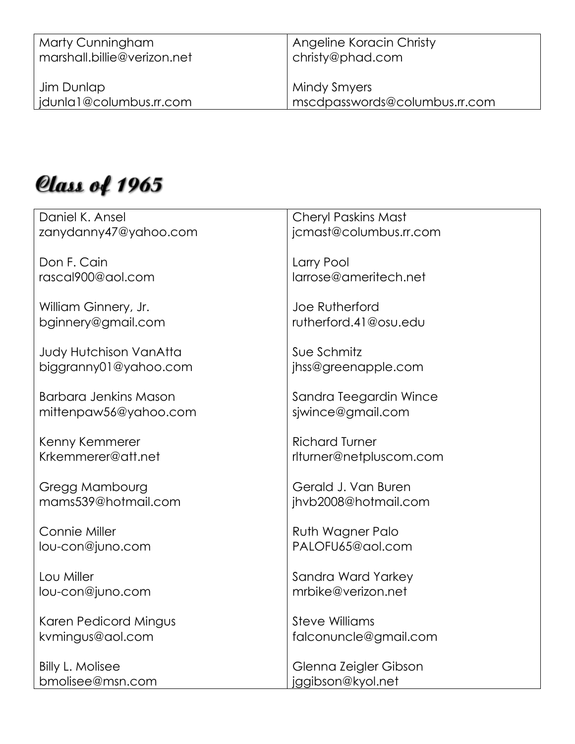| | |
|---|---|
| Marty Cunningham<br>marshall.billie@verizon.net | Angeline Koracin Christy<br>christy@phad.com |
| Jim Dunlap<br>jdunla1@columbus.rr.com | Mindy Smyers<br>mscdpasswords@columbus.rr.com |

# Class of 1965

| | |
|---|---|
| Daniel K. Ansel<br>zanydanny47@yahoo.com | Cheryl Paskins Mast<br>jcmast@columbus.rr.com |
| Don F. Cain<br>rascal900@aol.com | Larry Pool<br>larrose@ameritech.net |
| William Ginnery, Jr.<br>bginnery@gmail.com | Joe Rutherford<br>rutherford.41@osu.edu |
| Judy Hutchison VanAtta<br>biggranny01@yahoo.com | Sue Schmitz<br>jhss@greenapple.com |
| Barbara Jenkins Mason<br>mittenpaw56@yahoo.com | Sandra Teegardin Wince<br>sjwince@gmail.com |
| Kenny Kemmerer<br>Krkemmerer@att.net | Richard Turner<br>rlturner@netpluscom.com |
| Gregg Mambourg<br>mams539@hotmail.com | Gerald J. Van Buren<br>jhvb2008@hotmail.com |
| Connie Miller<br>lou-con@juno.com | Ruth Wagner Palo<br>PALOFU65@aol.com |
| Lou Miller<br>lou-con@juno.com | Sandra Ward Yarkey<br>mrbike@verizon.net |
| Karen Pedicord Mingus<br>kvmingus@aol.com | Steve Williams<br>falconuncle@gmail.com |
| Billy L. Molisee<br>bmolisee@msn.com | Glenna Zeigler Gibson<br>jggibson@kyol.net |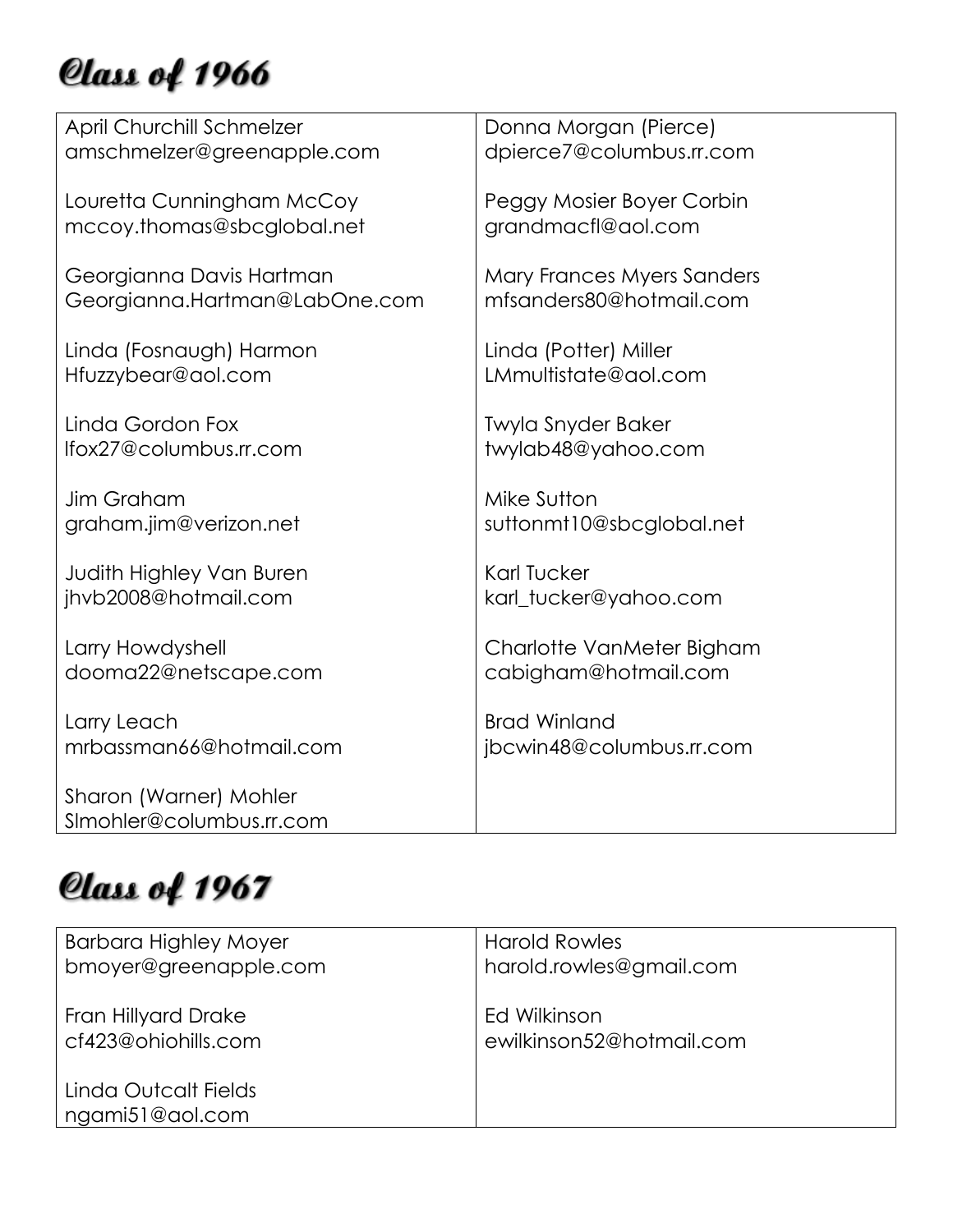# Class of 1966

| | |
|---|---|
| April Churchill Schmelzer<br>amschmelzer@greenapple.com | Donna Morgan (Pierce)<br>dpierce7@columbus.rr.com |
| Louretta Cunningham McCoy<br>mccoy.thomas@sbcglobal.net | Peggy Mosier Boyer Corbin<br>grandmacfl@aol.com |
| Georgianna Davis Hartman<br>Georgianna.Hartman@LabOne.com | Mary Frances Myers Sanders<br>mfsanders80@hotmail.com |
| Linda (Fosnaugh) Harmon<br>Hfuzzybear@aol.com | Linda (Potter) Miller<br>LMmultistate@aol.com |
| Linda Gordon Fox<br>lfox27@columbus.rr.com | Twyla Snyder Baker<br>twylab48@yahoo.com |
| Jim Graham<br>graham.jim@verizon.net | Mike Sutton<br>suttonmt10@sbcglobal.net |
| Judith Highley Van Buren<br>jhvb2008@hotmail.com | Karl Tucker<br>karl_tucker@yahoo.com |
| Larry Howdyshell<br>dooma22@netscape.com | Charlotte VanMeter Bigham<br>cabigham@hotmail.com |
| Larry Leach<br>mrbassman66@hotmail.com | Brad Winland<br>jbcwin48@columbus.rr.com |
| Sharon (Warner) Mohler<br>Slmohler@columbus.rr.com | |

# Class of 1967

| | |
|---|---|
| Barbara Highley Moyer<br>bmoyer@greenapple.com | Harold Rowles<br>harold.rowles@gmail.com |
| Fran Hillyard Drake<br>cf423@ohiohills.com | Ed Wilkinson<br>ewilkinson52@hotmail.com |
| Linda Outcalt Fields<br>ngami51@aol.com | |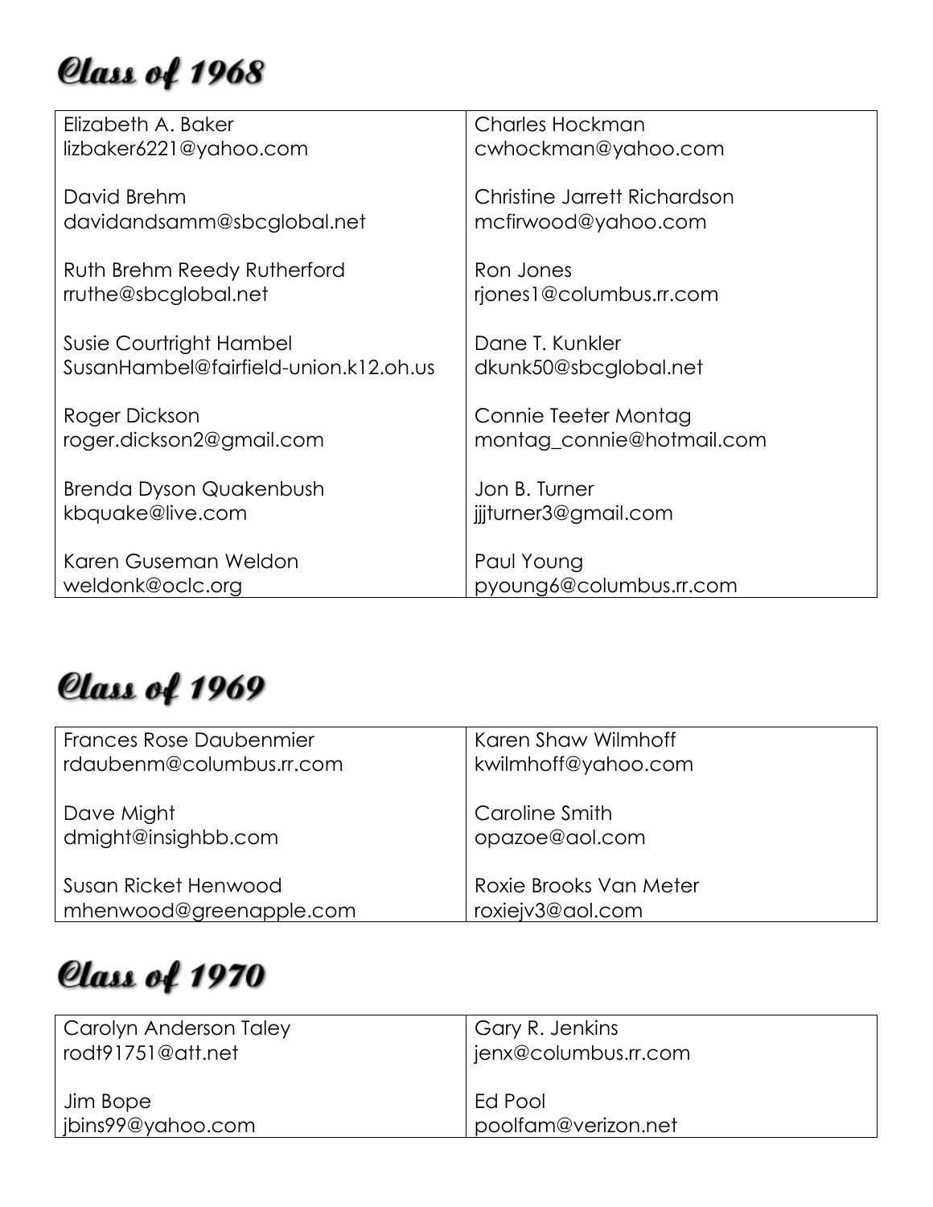# Class of 1968

| | |
|---|---|
| Elizabeth A. Baker<br>lizbaker6221@yahoo.com | Charles Hockman<br>cwhockman@yahoo.com |
| David Brehm<br>davidandsamm@sbcglobal.net | Christine Jarrett Richardson<br>mcfirwood@yahoo.com |
| Ruth Brehm Reedy Rutherford<br>rruthe@sbcglobal.net | Ron Jones<br>rjones1@columbus.rr.com |
| Susie Courtright Hambel<br>SusanHambel@fairfield-union.k12.oh.us | Dane T. Kunkler<br>dkunk50@sbcglobal.net |
| Roger Dickson<br>roger.dickson2@gmail.com | Connie Teeter Montag<br>montag_connie@hotmail.com |
| Brenda Dyson Quakenbush<br>kbquake@live.com | Jon B. Turner<br>jjjturner3@gmail.com |
| Karen Guseman Weldon<br>weldonk@oclc.org | Paul Young<br>pyoung6@columbus.rr.com |

# Class of 1969

| | |
|---|---|
| Frances Rose Daubenmier<br>rdaubenm@columbus.rr.com | Karen Shaw Wilmhoff<br>kwilmhoff@yahoo.com |
| Dave Might<br>dmight@insighbb.com | Caroline Smith<br>opazoe@aol.com |
| Susan Ricket Henwood<br>mhenwood@greenapple.com | Roxie Brooks Van Meter<br>roxiejv3@aol.com |

# Class of 1970

| | |
|---|---|
| Carolyn Anderson Taley<br>rodt91751@att.net | Gary R. Jenkins<br>jenx@columbus.rr.com |
| Jim Bope<br>jbins99@yahoo.com | Ed Pool<br>poolfam@verizon.net |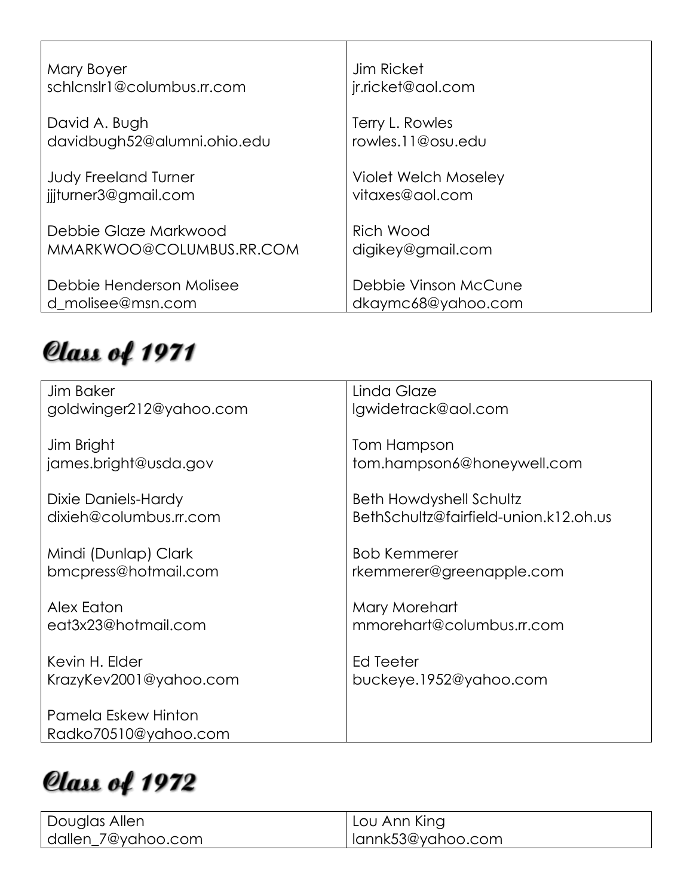| | |
|---|---|
| Mary Boyer<br>schlcnslr1@columbus.rr.com | Jim Ricket<br>jr.ricket@aol.com |
| David A. Bugh<br>davidbugh52@alumni.ohio.edu | Terry L. Rowles<br>rowles.11@osu.edu |
| Judy Freeland Turner<br>jjjturner3@gmail.com | Violet Welch Moseley<br>vitaxes@aol.com |
| Debbie Glaze Markwood<br>MMARKWOO@COLUMBUS.RR.COM | Rich Wood<br>digikey@gmail.com |
| Debbie Henderson Molisee<br>d_molisee@msn.com | Debbie Vinson McCune<br>dkaymc68@yahoo.com |

# Class of 1971

| | |
|---|---|
| Jim Baker<br>goldwinger212@yahoo.com | Linda Glaze<br>lgwidetrack@aol.com |
| Jim Bright<br>james.bright@usda.gov | Tom Hampson<br>tom.hampson6@honeywell.com |
| Dixie Daniels-Hardy<br>dixieh@columbus.rr.com | Beth Howdyshell Schultz<br>BethSchultz@fairfield-union.k12.oh.us |
| Mindi (Dunlap) Clark<br>bmcpress@hotmail.com | Bob Kemmerer<br>rkemmerer@greenapple.com |
| Alex Eaton<br>eat3x23@hotmail.com | Mary Morehart<br>mmorehart@columbus.rr.com |
| Kevin H. Elder<br>KrazyKev2001@yahoo.com | Ed Teeter<br>buckeye.1952@yahoo.com |
| Pamela Eskew Hinton<br>Radko70510@yahoo.com | |

# Class of 1972

| | |
|---|---|
| Douglas Allen<br>dallen_7@yahoo.com | Lou Ann King<br>lannk53@yahoo.com |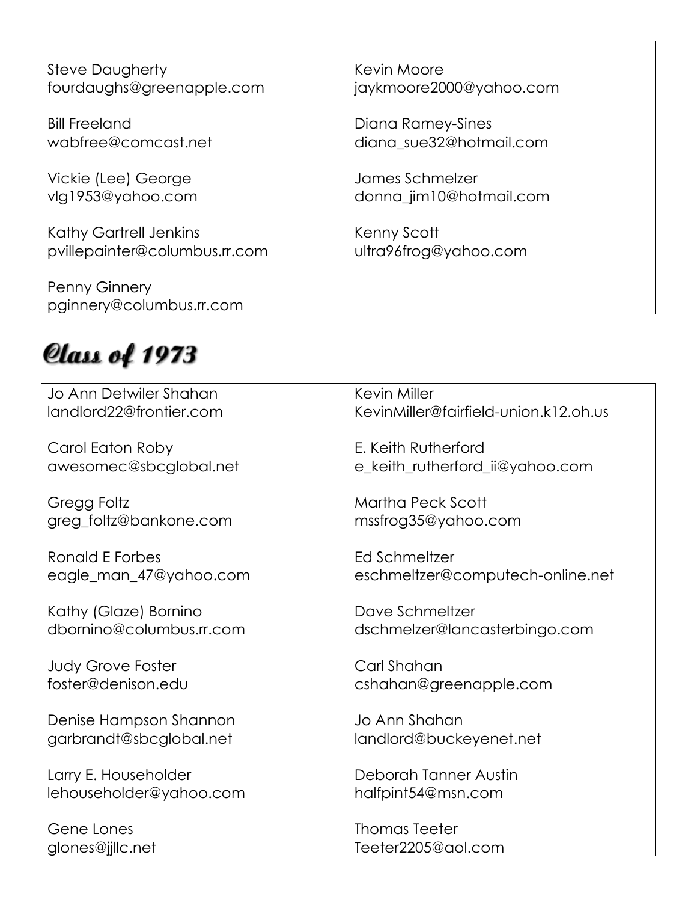| | |
|---|---|
| Steve Daugherty<br>fourdaughs@greenapple.com | Kevin Moore<br>jaykmoore2000@yahoo.com |
| Bill Freeland<br>wabfree@comcast.net | Diana Ramey-Sines<br>diana_sue32@hotmail.com |
| Vickie (Lee) George<br>vlg1953@yahoo.com | James Schmelzer<br>donna_jim10@hotmail.com |
| Kathy Gartrell Jenkins<br>pvillepainter@columbus.rr.com | Kenny Scott<br>ultra96frog@yahoo.com |
| Penny Ginnery<br>pginnery@columbus.rr.com | |

## Class of 1973

| | |
|---|---|
| Jo Ann Detwiler Shahan<br>landlord22@frontier.com | Kevin Miller<br>KevinMiller@fairfield-union.k12.oh.us |
| Carol Eaton Roby<br>awesomec@sbcglobal.net | E. Keith Rutherford<br>e_keith_rutherford_ii@yahoo.com |
| Gregg Foltz<br>greg_foltz@bankone.com | Martha Peck Scott<br>mssfrog35@yahoo.com |
| Ronald E Forbes<br>eagle_man_47@yahoo.com | Ed Schmeltzer<br>eschmeltzer@computech-online.net |
| Kathy (Glaze) Bornino<br>dbornino@columbus.rr.com | Dave Schmeltzer<br>dschmelzer@lancasterbingo.com |
| Judy Grove Foster<br>foster@denison.edu | Carl Shahan<br>cshahan@greenapple.com |
| Denise Hampson Shannon<br>garbrandt@sbcglobal.net | Jo Ann Shahan<br>landlord@buckeyenet.net |
| Larry E. Householder<br>lehouseholder@yahoo.com | Deborah Tanner Austin<br>halfpint54@msn.com |
| Gene Lones<br>glones@jjllc.net | Thomas Teeter<br>Teeter2205@aol.com |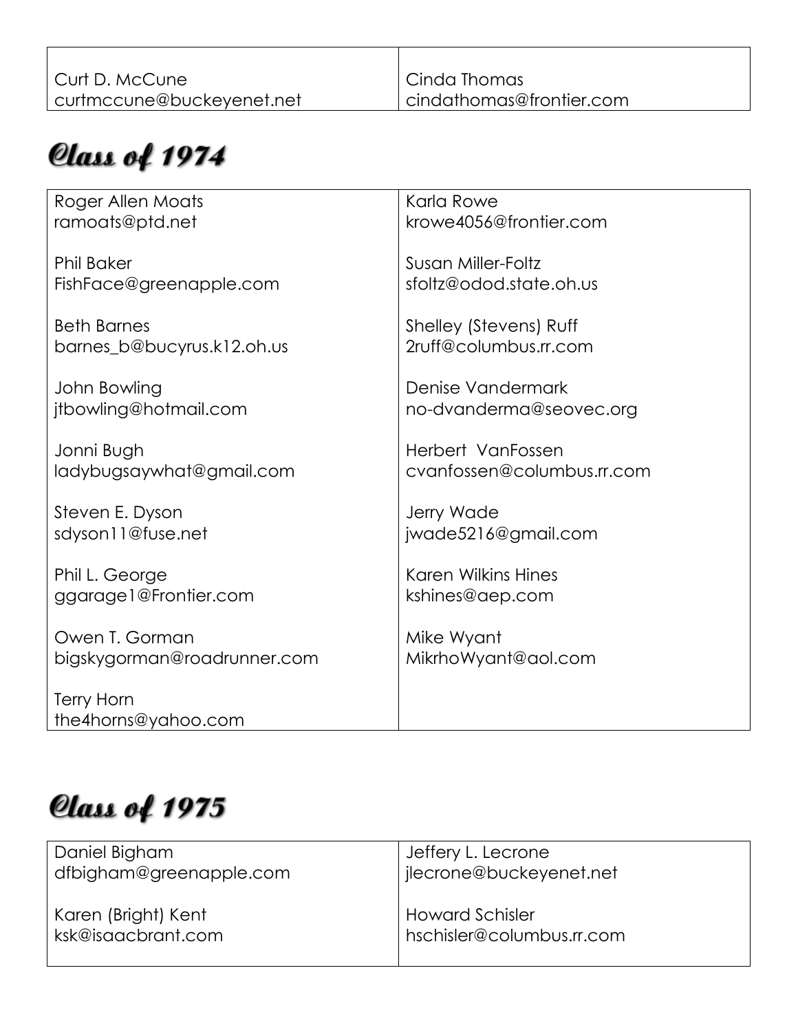| | |
|---|---|
| Curt D. McCune<br>curtmccune@buckeyenet.net | Cinda Thomas<br>cindathomas@frontier.com |

# Class of 1974

| | |
|---|---|
| Roger Allen Moats<br>ramoats@ptd.net | Karla Rowe<br>krowe4056@frontier.com |
| Phil Baker<br>FishFace@greenapple.com | Susan Miller-Foltz<br>sfoltz@odod.state.oh.us |
| Beth Barnes<br>barnes_b@bucyrus.k12.oh.us | Shelley (Stevens) Ruff<br>2ruff@columbus.rr.com |
| John Bowling<br>jtbowling@hotmail.com | Denise Vandermark<br>no-dvanderma@seovec.org |
| Jonni Bugh<br>ladybugsaywhat@gmail.com | Herbert VanFossen<br>cvanfossen@columbus.rr.com |
| Steven E. Dyson<br>sdyson11@fuse.net | Jerry Wade<br>jwade5216@gmail.com |
| Phil L. George<br>ggarage1@Frontier.com | Karen Wilkins Hines<br>kshines@aep.com |
| Owen T. Gorman<br>bigskygorman@roadrunner.com | Mike Wyant<br>MikrhoWyant@aol.com |
| Terry Horn<br>the4horns@yahoo.com | |

# Class of 1975

| | |
|---|---|
| Daniel Bigham<br>dfbigham@greenapple.com | Jeffery L. Lecrone<br>jlecrone@buckeyenet.net |
| Karen (Bright) Kent<br>ksk@isaacbrant.com | Howard Schisler<br>hschisler@columbus.rr.com |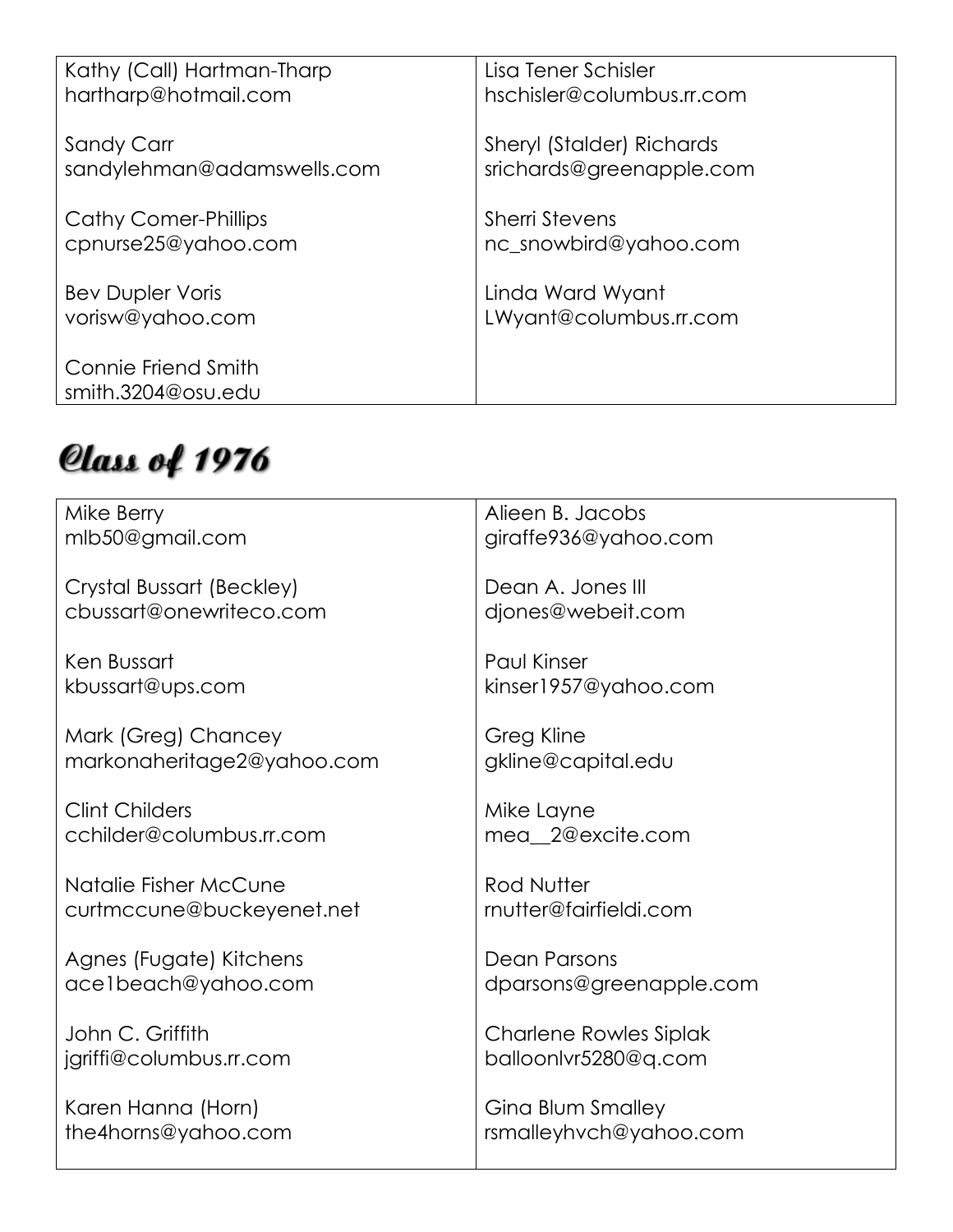| | |
|---|---|
| Kathy (Call) Hartman-Tharp<br>hartharp@hotmail.com<br><br>Sandy Carr<br>sandylehman@adamswells.com<br><br>Cathy Comer-Phillips<br>cpnurse25@yahoo.com<br><br>Bev Dupler Voris<br>vorisw@yahoo.com<br><br>Connie Friend Smith<br>smith.3204@osu.edu | Lisa Tener Schisler<br>hschisler@columbus.rr.com<br><br>Sheryl (Stalder) Richards<br>srichards@greenapple.com<br><br>Sherri Stevens<br>nc_snowbird@yahoo.com<br><br>Linda Ward Wyant<br>LWyant@columbus.rr.com |

# Class of 1976

| | |
|---|---|
| Mike Berry<br>mlb50@gmail.com<br><br>Crystal Bussart (Beckley)<br>cbussart@onewriteco.com<br><br>Ken Bussart<br>kbussart@ups.com<br><br>Mark (Greg) Chancey<br>markonaheritage2@yahoo.com<br><br>Clint Childers<br>cchilder@columbus.rr.com<br><br>Natalie Fisher McCune<br>curtmccune@buckeyenet.net<br><br>Agnes (Fugate) Kitchens<br>ace1beach@yahoo.com<br><br>John C. Griffith<br>jgriffi@columbus.rr.com<br><br>Karen Hanna (Horn)<br>the4horns@yahoo.com | Alieen B. Jacobs<br>giraffe936@yahoo.com<br><br>Dean A. Jones III<br>djones@webeit.com<br><br>Paul Kinser<br>kinser1957@yahoo.com<br><br>Greg Kline<br>gkline@capital.edu<br><br>Mike Layne<br>mea__2@excite.com<br><br>Rod Nutter<br>rnutter@fairfieldi.com<br><br>Dean Parsons<br>dparsons@greenapple.com<br><br>Charlene Rowles Siplak<br>balloonlvr5280@q.com<br><br>Gina Blum Smalley<br>rsmalleyhvch@yahoo.com |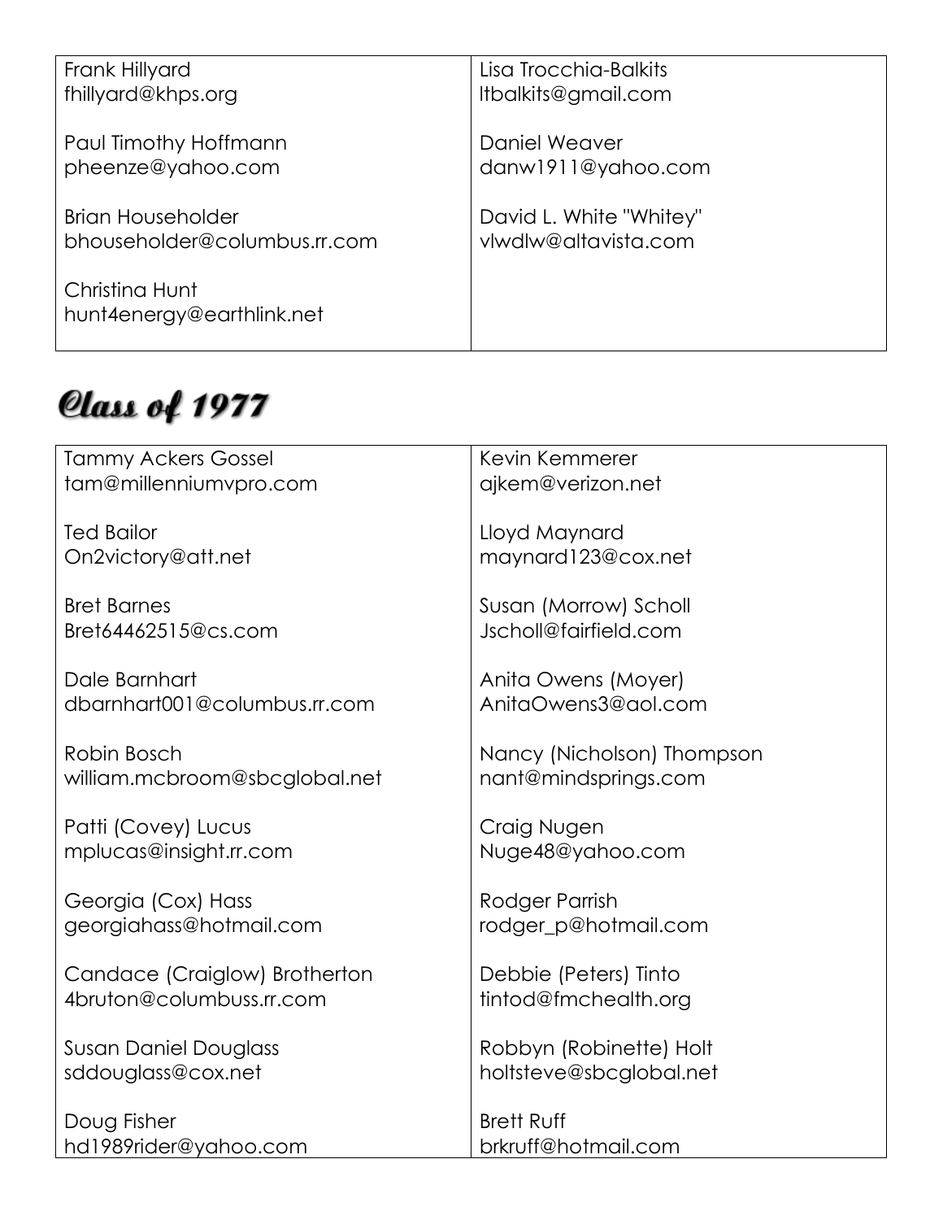| | |
|---|---|
| Frank Hillyard<br>fhillyard@khps.org<br><br>Paul Timothy Hoffmann<br>pheenze@yahoo.com<br><br>Brian Householder<br>bhouseholder@columbus.rr.com<br><br>Christina Hunt<br>hunt4energy@earthlink.net | Lisa Trocchia-Balkits<br>ltbalkits@gmail.com<br><br>Daniel Weaver<br>danw1911@yahoo.com<br><br>David L. White "Whitey"<br>vlwdlw@altavista.com |

# Class of 1977

| | |
|---|---|
| Tammy Ackers Gossel<br>tam@millenniumvpro.com<br><br>Ted Bailor<br>On2victory@att.net<br><br>Bret Barnes<br>Bret64462515@cs.com<br><br>Dale Barnhart<br>dbarnhart001@columbus.rr.com<br><br>Robin Bosch<br>william.mcbroom@sbcglobal.net<br><br>Patti (Covey) Lucus<br>mplucas@insight.rr.com<br><br>Georgia (Cox) Hass<br>georgiahass@hotmail.com<br><br>Candace (Craiglow) Brotherton<br>4bruton@columbuss.rr.com<br><br>Susan Daniel Douglass<br>sddouglass@cox.net<br><br>Doug Fisher<br>hd1989rider@yahoo.com | Kevin Kemmerer<br>ajkem@verizon.net<br><br>Lloyd Maynard<br>maynard123@cox.net<br><br>Susan (Morrow) Scholl<br>Jscholl@fairfield.com<br><br>Anita Owens (Moyer)<br>AnitaOwens3@aol.com<br><br>Nancy (Nicholson) Thompson<br>nant@mindsprings.com<br><br>Craig Nugen<br>Nuge48@yahoo.com<br><br>Rodger Parrish<br>rodger_p@hotmail.com<br><br>Debbie (Peters) Tinto<br>tintod@fmchealth.org<br><br>Robbyn (Robinette) Holt<br>holtsteve@sbcglobal.net<br><br>Brett Ruff<br>brkruff@hotmail.com |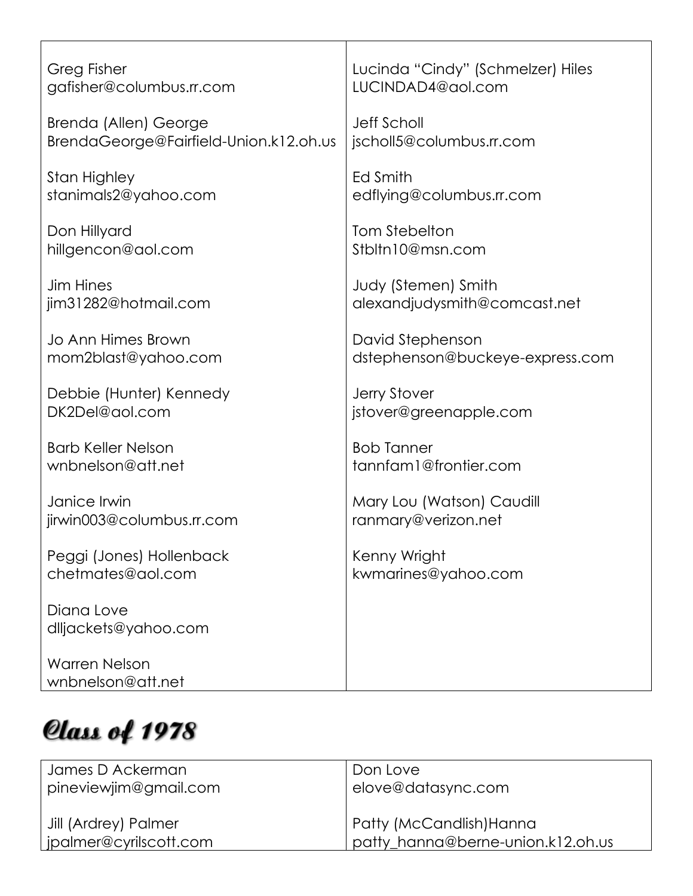Greg Fisher
gafisher@columbus.rr.com

Brenda (Allen) George
BrendaGeorge@Fairfield-Union.k12.oh.us

Stan Highley
stanimals2@yahoo.com

Don Hillyard
hillgencon@aol.com

Jim Hines
jim31282@hotmail.com

Jo Ann Himes Brown
mom2blast@yahoo.com

Debbie (Hunter) Kennedy
DK2Del@aol.com

Barb Keller Nelson
wnbnelson@att.net

Janice Irwin
jirwin003@columbus.rr.com

Peggi (Jones) Hollenback
chetmates@aol.com

Diana Love
dlljackets@yahoo.com

Warren Nelson
wnbnelson@att.net

Lucinda "Cindy" (Schmelzer) Hiles
LUCINDAD4@aol.com

Jeff Scholl
jscholl5@columbus.rr.com

Ed Smith
edflying@columbus.rr.com

Tom Stebelton
Stbltn10@msn.com

Judy (Stemen) Smith
alexandjudysmith@comcast.net

David Stephenson
dstephenson@buckeye-express.com

Jerry Stover
jstover@greenapple.com

Bob Tanner
tannfam1@frontier.com

Mary Lou (Watson) Caudill
ranmary@verizon.net

Kenny Wright
kwmarines@yahoo.com

# Class of 1978

James D Ackerman
pineviewjim@gmail.com

Jill (Ardrey) Palmer
jpalmer@cyrilscott.com

Don Love
elove@datasync.com

Patty (McCandlish)Hanna
patty_hanna@berne-union.k12.oh.us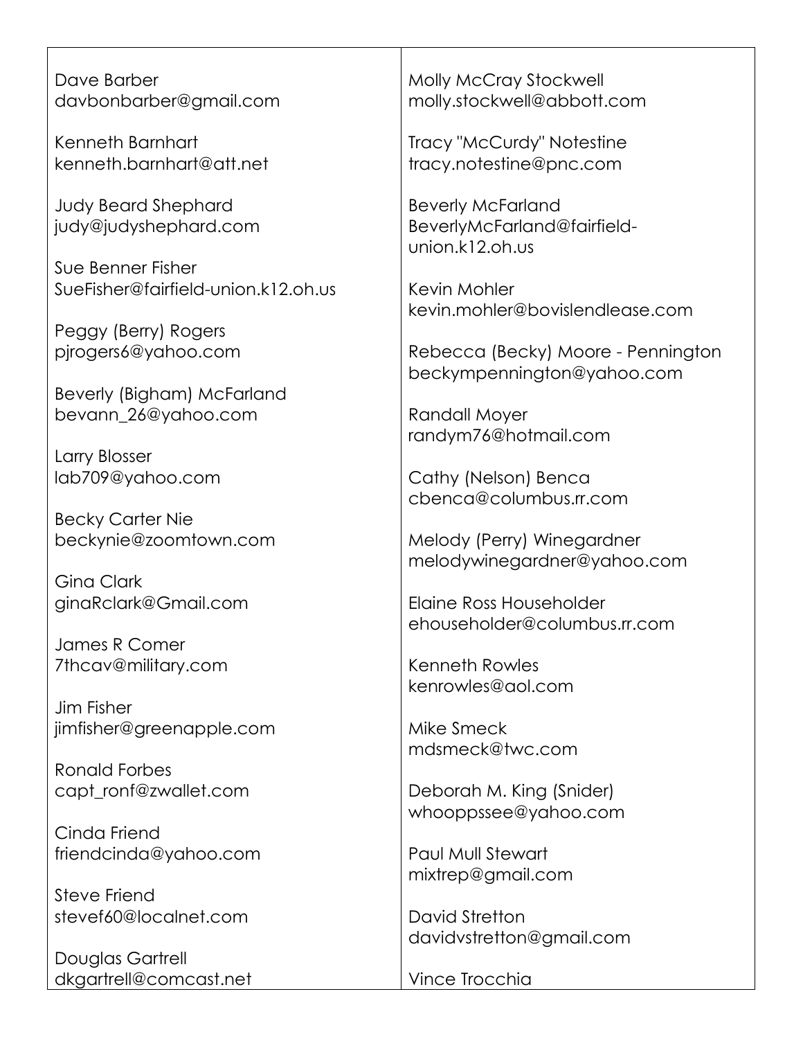Dave Barber
davbonbarber@gmail.com

Kenneth Barnhart
kenneth.barnhart@att.net

Judy Beard Shephard
judy@judyshephard.com

Sue Benner Fisher
SueFisher@fairfield-union.k12.oh.us

Peggy (Berry) Rogers
pjrogers6@yahoo.com

Beverly (Bigham) McFarland
bevann_26@yahoo.com

Larry Blosser
lab709@yahoo.com

Becky Carter Nie
beckynie@zoomtown.com

Gina Clark
ginaRclark@Gmail.com

James R Comer
7thcav@military.com

Jim Fisher
jimfisher@greenapple.com

Ronald Forbes
capt_ronf@zwallet.com

Cinda Friend
friendcinda@yahoo.com

Steve Friend
stevef60@localnet.com

Douglas Gartrell
dkgartrell@comcast.net

Molly McCray Stockwell
molly.stockwell@abbott.com

Tracy "McCurdy" Notestine
tracy.notestine@pnc.com

Beverly McFarland
BeverlyMcFarland@fairfield-union.k12.oh.us

Kevin Mohler
kevin.mohler@bovislendlease.com

Rebecca (Becky) Moore - Pennington
beckympennington@yahoo.com

Randall Moyer
randym76@hotmail.com

Cathy (Nelson) Benca
cbenca@columbus.rr.com

Melody (Perry) Winegardner
melodywinegardner@yahoo.com

Elaine Ross Householder
ehouseholder@columbus.rr.com

Kenneth Rowles
kenrowles@aol.com

Mike Smeck
mdsmeck@twc.com

Deborah M. King (Snider)
whooppssee@yahoo.com

Paul Mull Stewart
mixtrep@gmail.com

David Stretton
davidvstretton@gmail.com

Vince Trocchia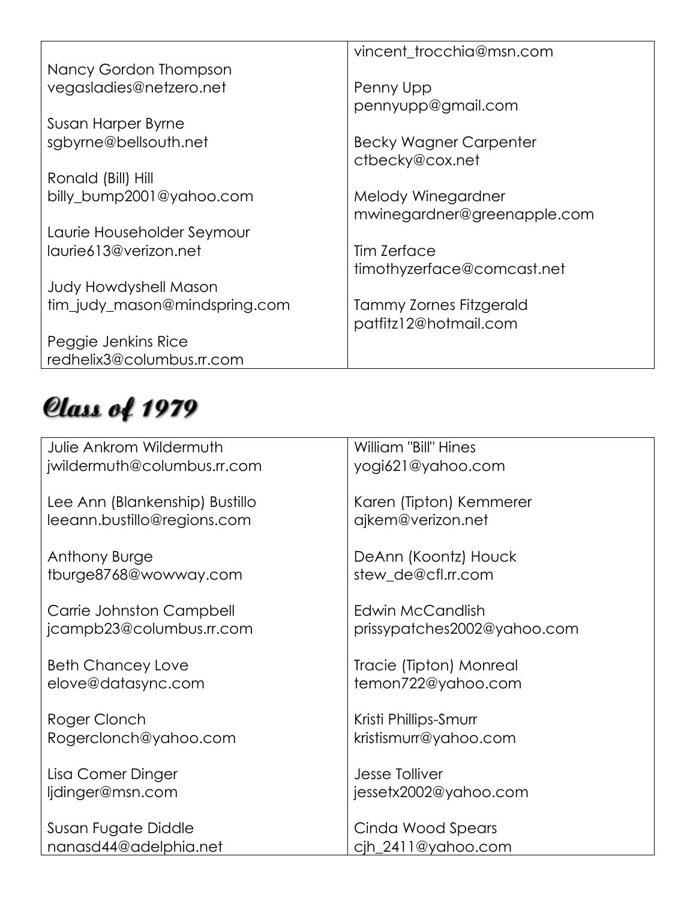Nancy Gordon Thompson
vegasladies@netzero.net

Susan Harper Byrne
sgbyrne@bellsouth.net

Ronald (Bill) Hill
billy_bump2001@yahoo.com

Laurie Householder Seymour
laurie613@verizon.net

Judy Howdyshell Mason
tim_judy_mason@mindspring.com

Peggie Jenkins Rice
redhelix3@columbus.rr.com

vincent_trocchia@msn.com

Penny Upp
pennyupp@gmail.com

Becky Wagner Carpenter
ctbecky@cox.net

Melody Winegardner
mwinegardner@greenapple.com

Tim Zerface
timothyzerface@comcast.net

Tammy Zornes Fitzgerald
patfitz12@hotmail.com

# Class of 1979

Julie Ankrom Wildermuth
jwildermuth@columbus.rr.com

Lee Ann (Blankenship) Bustillo
leeann.bustillo@regions.com

Anthony Burge
tburge8768@wowway.com

Carrie Johnston Campbell
jcampb23@columbus.rr.com

Beth Chancey Love
elove@datasync.com

Roger Clonch
Rogerclonch@yahoo.com

Lisa Comer Dinger
ljdinger@msn.com

Susan Fugate Diddle
nanasd44@adelphia.net

William "Bill" Hines
yogi621@yahoo.com

Karen (Tipton) Kemmerer
ajkem@verizon.net

DeAnn (Koontz) Houck
stew_de@cfl.rr.com

Edwin McCandlish
prissypatches2002@yahoo.com

Tracie (Tipton) Monreal
temon722@yahoo.com

Kristi Phillips-Smurr
kristismurr@yahoo.com

Jesse Tolliver
jessetx2002@yahoo.com

Cinda Wood Spears
cjh_2411@yahoo.com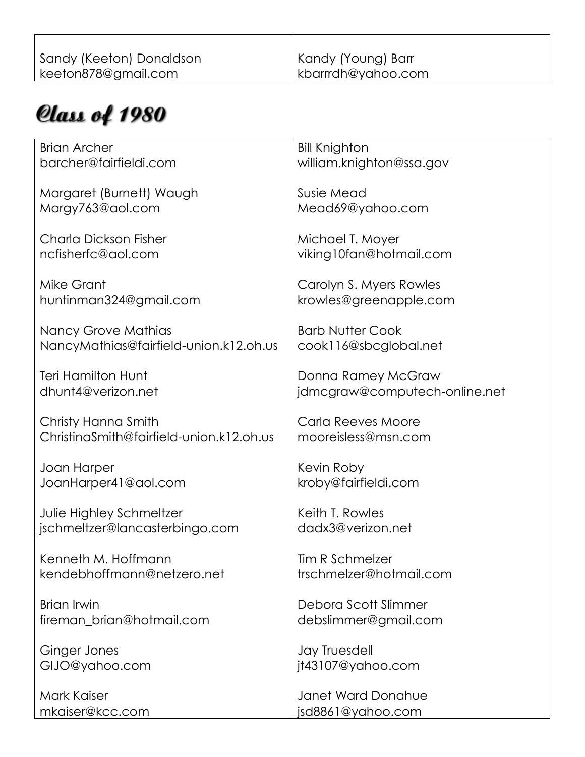| | |
|---|---|
| Sandy (Keeton) Donaldson<br>keeton878@gmail.com | Kandy (Young) Barr<br>kbarrrdh@yahoo.com |

# Class of 1980

| | |
|---|---|
| Brian Archer<br>barcher@fairfieldi.com | Bill Knighton<br>william.knighton@ssa.gov |
| Margaret (Burnett) Waugh<br>Margy763@aol.com | Susie Mead<br>Mead69@yahoo.com |
| Charla Dickson Fisher<br>ncfisherfc@aol.com | Michael T. Moyer<br>viking10fan@hotmail.com |
| Mike Grant<br>huntinman324@gmail.com | Carolyn S. Myers Rowles<br>krowles@greenapple.com |
| Nancy Grove Mathias<br>NancyMathias@fairfield-union.k12.oh.us | Barb Nutter Cook<br>cook116@sbcglobal.net |
| Teri Hamilton Hunt<br>dhunt4@verizon.net | Donna Ramey McGraw<br>jdmcgraw@computech-online.net |
| Christy Hanna Smith<br>ChristinaSmith@fairfield-union.k12.oh.us | Carla Reeves Moore<br>mooreisless@msn.com |
| Joan Harper<br>JoanHarper41@aol.com | Kevin Roby<br>kroby@fairfieldi.com |
| Julie Highley Schmeltzer<br>jschmeltzer@lancasterbingo.com | Keith T. Rowles<br>dadx3@verizon.net |
| Kenneth M. Hoffmann<br>kendebhoffmann@netzero.net | Tim R Schmelzer<br>trschmelzer@hotmail.com |
| Brian Irwin<br>fireman_brian@hotmail.com | Debora Scott Slimmer<br>debslimmer@gmail.com |
| Ginger Jones<br>GIJO@yahoo.com | Jay Truesdell<br>jt43107@yahoo.com |
| Mark Kaiser<br>mkaiser@kcc.com | Janet Ward Donahue<br>jsd8861@yahoo.com |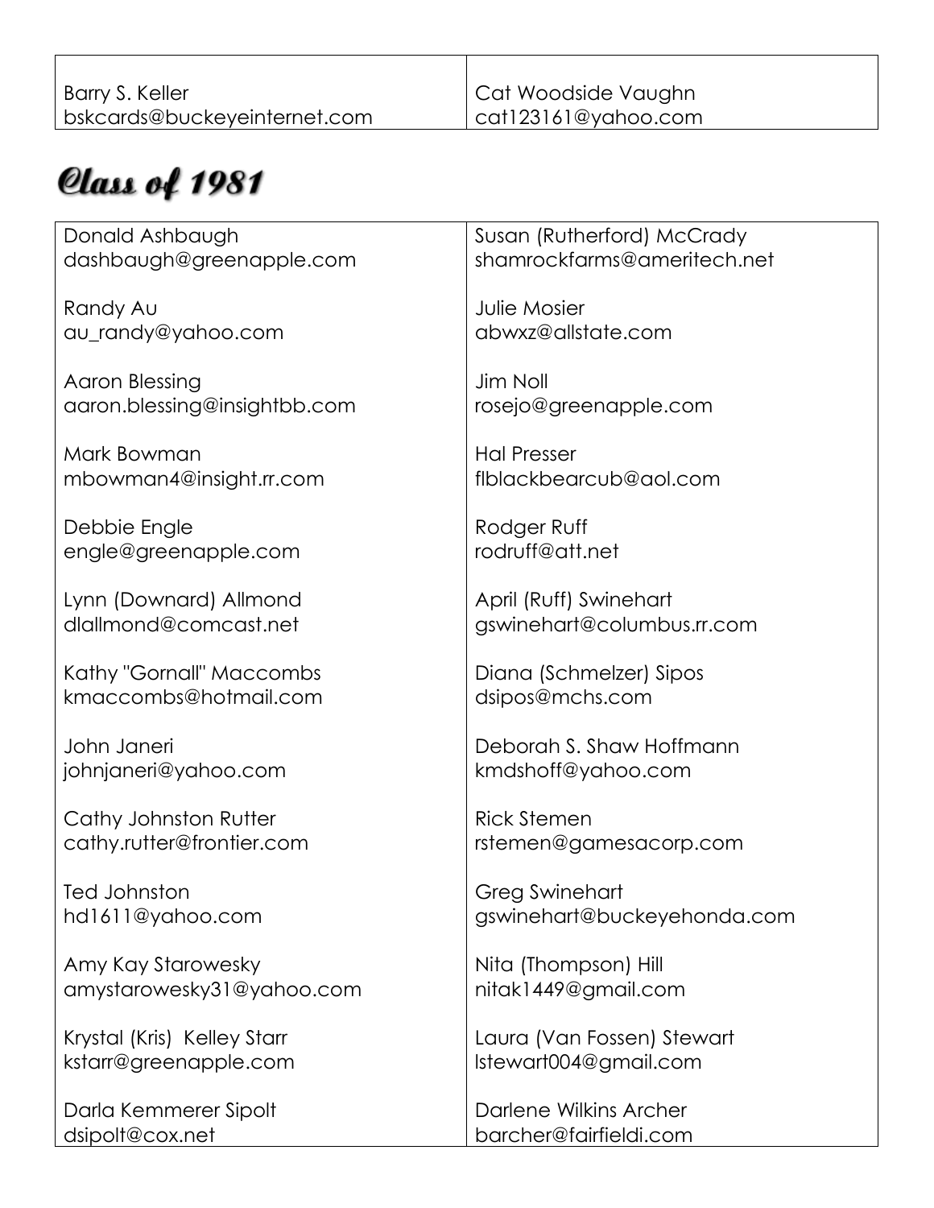| | |
|---|---|
| Barry S. Keller<br>bskcards@buckeyeinternet.com | Cat Woodside Vaughn<br>cat123161@yahoo.com |

## Class of 1981

| | |
|---|---|
| Donald Ashbaugh<br>dashbaugh@greenapple.com | Susan (Rutherford) McCrady<br>shamrockfarms@ameritech.net |
| Randy Au<br>au_randy@yahoo.com | Julie Mosier<br>abwxz@allstate.com |
| Aaron Blessing<br>aaron.blessing@insightbb.com | Jim Noll<br>rosejo@greenapple.com |
| Mark Bowman<br>mbowman4@insight.rr.com | Hal Presser<br>flblackbearcub@aol.com |
| Debbie Engle<br>engle@greenapple.com | Rodger Ruff<br>rodruff@att.net |
| Lynn (Downard) Allmond<br>dlallmond@comcast.net | April (Ruff) Swinehart<br>gswinehart@columbus.rr.com |
| Kathy "Gornall" Maccombs<br>kmaccombs@hotmail.com | Diana (Schmelzer) Sipos<br>dsipos@mchs.com |
| John Janeri<br>johnjaneri@yahoo.com | Deborah S. Shaw Hoffmann<br>kmdshoff@yahoo.com |
| Cathy Johnston Rutter<br>cathy.rutter@frontier.com | Rick Stemen<br>rstemen@gamesacorp.com |
| Ted Johnston<br>hd1611@yahoo.com | Greg Swinehart<br>gswinehart@buckeyehonda.com |
| Amy Kay Starowesky<br>amystarowesky31@yahoo.com | Nita (Thompson) Hill<br>nitak1449@gmail.com |
| Krystal (Kris) Kelley Starr<br>kstarr@greenapple.com | Laura (Van Fossen) Stewart<br>lstewart004@gmail.com |
| Darla Kemmerer Sipolt<br>dsipolt@cox.net | Darlene Wilkins Archer<br>barcher@fairfieldi.com |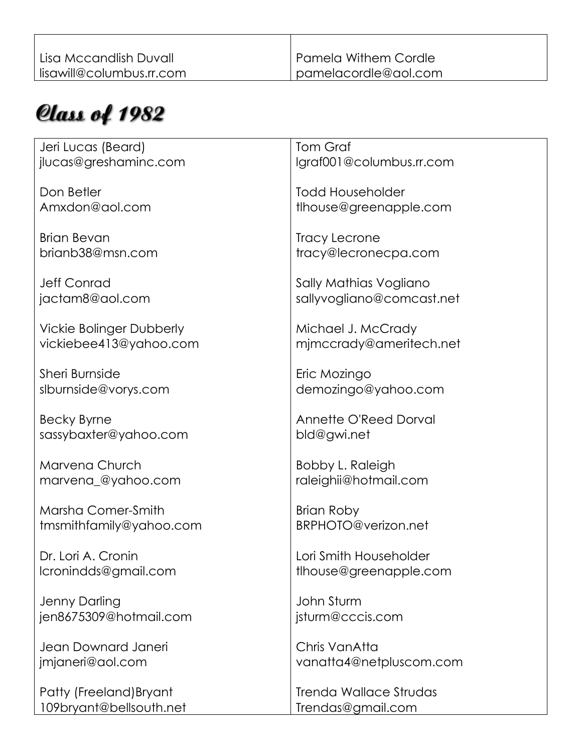| | |
|---|---|
| Lisa Mccandlish Duvall<br>lisawill@columbus.rr.com | Pamela Withem Cordle<br>pamelacordle@aol.com |

## Class of 1982

| | |
|---|---|
| Jeri Lucas (Beard)<br>jlucas@greshaminc.com | Tom Graf<br>lgraf001@columbus.rr.com |
| Don Betler<br>Amxdon@aol.com | Todd Householder<br>tlhouse@greenapple.com |
| Brian Bevan<br>brianb38@msn.com | Tracy Lecrone<br>tracy@lecronecpa.com |
| Jeff Conrad<br>jactam8@aol.com | Sally Mathias Vogliano<br>sallyvogliano@comcast.net |
| Vickie Bolinger Dubberly<br>vickiebee413@yahoo.com | Michael J. McCrady<br>mjmccrady@ameritech.net |
| Sheri Burnside<br>slburnside@vorys.com | Eric Mozingo<br>demozingo@yahoo.com |
| Becky Byrne<br>sassybaxter@yahoo.com | Annette O'Reed Dorval<br>bld@gwi.net |
| Marvena Church<br>marvena_@yahoo.com | Bobby L. Raleigh<br>raleighii@hotmail.com |
| Marsha Comer-Smith<br>tmsmithfamily@yahoo.com | Brian Roby<br>BRPHOTO@verizon.net |
| Dr. Lori A. Cronin<br>lcronindds@gmail.com | Lori Smith Householder<br>tlhouse@greenapple.com |
| Jenny Darling<br>jen8675309@hotmail.com | John Sturm<br>jsturm@cccis.com |
| Jean Downard Janeri<br>jmjaneri@aol.com | Chris VanAtta<br>vanatta4@netpluscom.com |
| Patty (Freeland)Bryant<br>109bryant@bellsouth.net | Trenda Wallace Strudas<br>Trendas@gmail.com |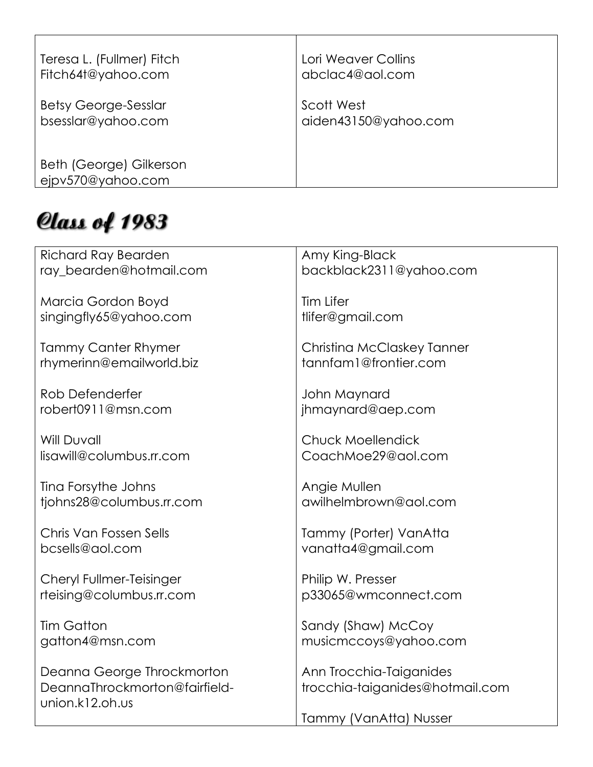| | |
|---|---|
| Teresa L. (Fullmer) Fitch<br>Fitch64t@yahoo.com<br><br>Betsy George-Sesslar<br>bsesslar@yahoo.com<br><br>Beth (George) Gilkerson<br>ejpv570@yahoo.com | Lori Weaver Collins<br>abclac4@aol.com<br><br>Scott West<br>aiden43150@yahoo.com |

# Class of 1983

| | |
|---|---|
| Richard Ray Bearden<br>ray_bearden@hotmail.com<br><br>Marcia Gordon Boyd<br>singingfly65@yahoo.com<br><br>Tammy Canter Rhymer<br>rhymerinn@emailworld.biz<br><br>Rob Defenderfer<br>robert0911@msn.com<br><br>Will Duvall<br>lisawill@columbus.rr.com<br><br>Tina Forsythe Johns<br>tjohns28@columbus.rr.com<br><br>Chris Van Fossen Sells<br>bcsells@aol.com<br><br>Cheryl Fullmer-Teisinger<br>rteising@columbus.rr.com<br><br>Tim Gatton<br>gatton4@msn.com<br><br>Deanna George Throckmorton<br>DeannaThrockmorton@fairfield-union.k12.oh.us | Amy King-Black<br>backblack2311@yahoo.com<br><br>Tim Lifer<br>tlifer@gmail.com<br><br>Christina McClaskey Tanner<br>tannfam1@frontier.com<br><br>John Maynard<br>jhmaynard@aep.com<br><br>Chuck Moellendick<br>CoachMoe29@aol.com<br><br>Angie Mullen<br>awilhelmbrown@aol.com<br><br>Tammy (Porter) VanAtta<br>vanatta4@gmail.com<br><br>Philip W. Presser<br>p33065@wmconnect.com<br><br>Sandy (Shaw) McCoy<br>musicmccoys@yahoo.com<br><br>Ann Trocchia-Taiganides<br>trocchia-taiganides@hotmail.com<br><br>Tammy (VanAtta) Nusser |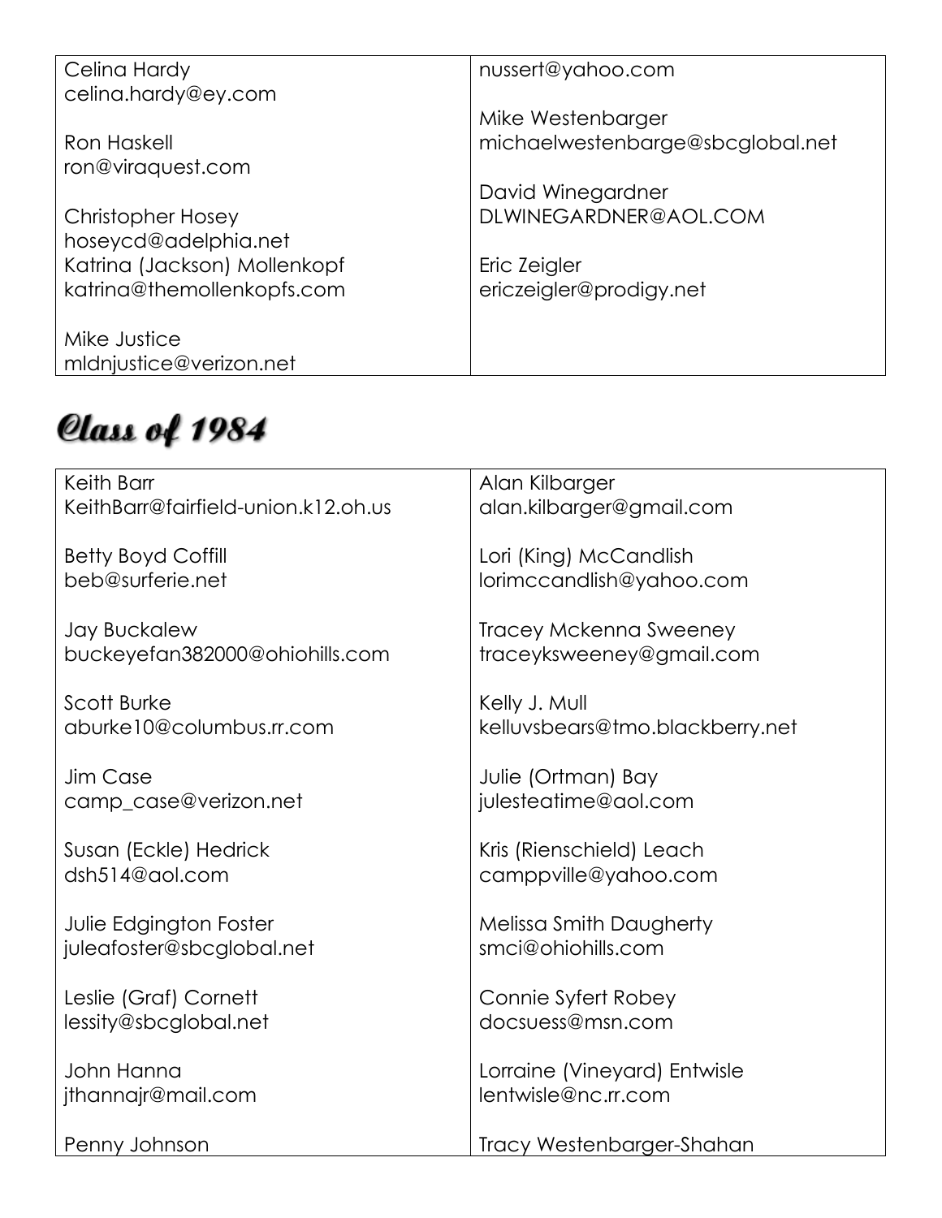| | |
|---|---|
| Celina Hardy<br>celina.hardy@ey.com<br><br>Ron Haskell<br>ron@viraquest.com<br><br>Christopher Hosey<br>hoseycd@adelphia.net<br>Katrina (Jackson) Mollenkopf<br>katrina@themollenkopfs.com<br><br>Mike Justice<br>mldnjustice@verizon.net | nussert@yahoo.com<br><br>Mike Westenbarger<br>michaelwestenbarge@sbcglobal.net<br><br>David Winegardner<br>DLWINEGARDNER@AOL.COM<br><br>Eric Zeigler<br>ericzeigler@prodigy.net |

# Class of 1984

| | |
|---|---|
| Keith Barr<br>KeithBarr@fairfield-union.k12.oh.us<br><br>Betty Boyd Coffill<br>beb@surferie.net<br><br>Jay Buckalew<br>buckeyefan382000@ohiohills.com<br><br>Scott Burke<br>aburke10@columbus.rr.com<br><br>Jim Case<br>camp_case@verizon.net<br><br>Susan (Eckle) Hedrick<br>dsh514@aol.com<br><br>Julie Edgington Foster<br>juleafoster@sbcglobal.net<br><br>Leslie (Graf) Cornett<br>lessity@sbcglobal.net<br><br>John Hanna<br>jthannajr@mail.com<br><br>Penny Johnson | Alan Kilbarger<br>alan.kilbarger@gmail.com<br><br>Lori (King) McCandlish<br>lorimccandlish@yahoo.com<br><br>Tracey Mckenna Sweeney<br>traceyksweeney@gmail.com<br><br>Kelly J. Mull<br>kelluvsbears@tmo.blackberry.net<br><br>Julie (Ortman) Bay<br>julesteatime@aol.com<br><br>Kris (Rienschield) Leach<br>camppville@yahoo.com<br><br>Melissa Smith Daugherty<br>smci@ohiohills.com<br><br>Connie Syfert Robey<br>docsuess@msn.com<br><br>Lorraine (Vineyard) Entwisle<br>lentwisle@nc.rr.com<br><br>Tracy Westenbarger-Shahan |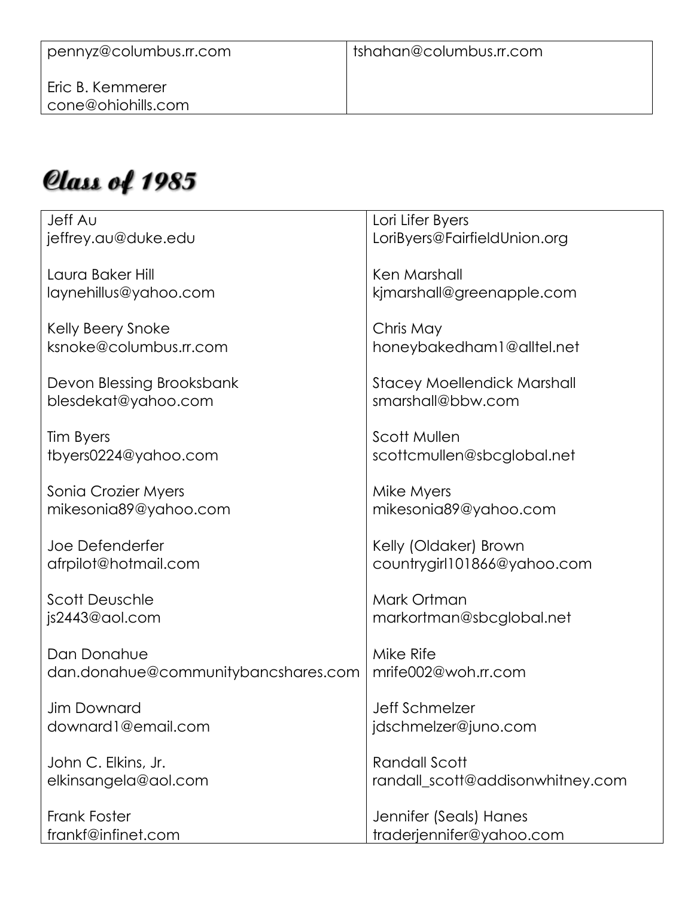| | |
|---|---|
| pennyz@columbus.rr.com<br><br>Eric B. Kemmerer<br>cone@ohiohills.com | tshahan@columbus.rr.com |

# Class of 1985

| | |
|---|---|
| Jeff Au<br>jeffrey.au@duke.edu | Lori Lifer Byers<br>LoriByers@FairfieldUnion.org |
| Laura Baker Hill<br>laynehillus@yahoo.com | Ken Marshall<br>kjmarshall@greenapple.com |
| Kelly Beery Snoke<br>ksnoke@columbus.rr.com | Chris May<br>honeybakedham1@alltel.net |
| Devon Blessing Brooksbank<br>blesdekat@yahoo.com | Stacey Moellendick Marshall<br>smarshall@bbw.com |
| Tim Byers<br>tbyers0224@yahoo.com | Scott Mullen<br>scottcmullen@sbcglobal.net |
| Sonia Crozier Myers<br>mikesonia89@yahoo.com | Mike Myers<br>mikesonia89@yahoo.com |
| Joe Defenderfer<br>afrpilot@hotmail.com | Kelly (Oldaker) Brown<br>countrygirl101866@yahoo.com |
| Scott Deuschle<br>js2443@aol.com | Mark Ortman<br>markortman@sbcglobal.net |
| Dan Donahue<br>dan.donahue@communitybancshares.com | Mike Rife<br>mrife002@woh.rr.com |
| Jim Downard<br>downard1@email.com | Jeff Schmelzer<br>jdschmelzer@juno.com |
| John C. Elkins, Jr.<br>elkinsangela@aol.com | Randall Scott<br>randall_scott@addisonwhitney.com |
| Frank Foster<br>frankf@infinet.com | Jennifer (Seals) Hanes<br>traderjennifer@yahoo.com |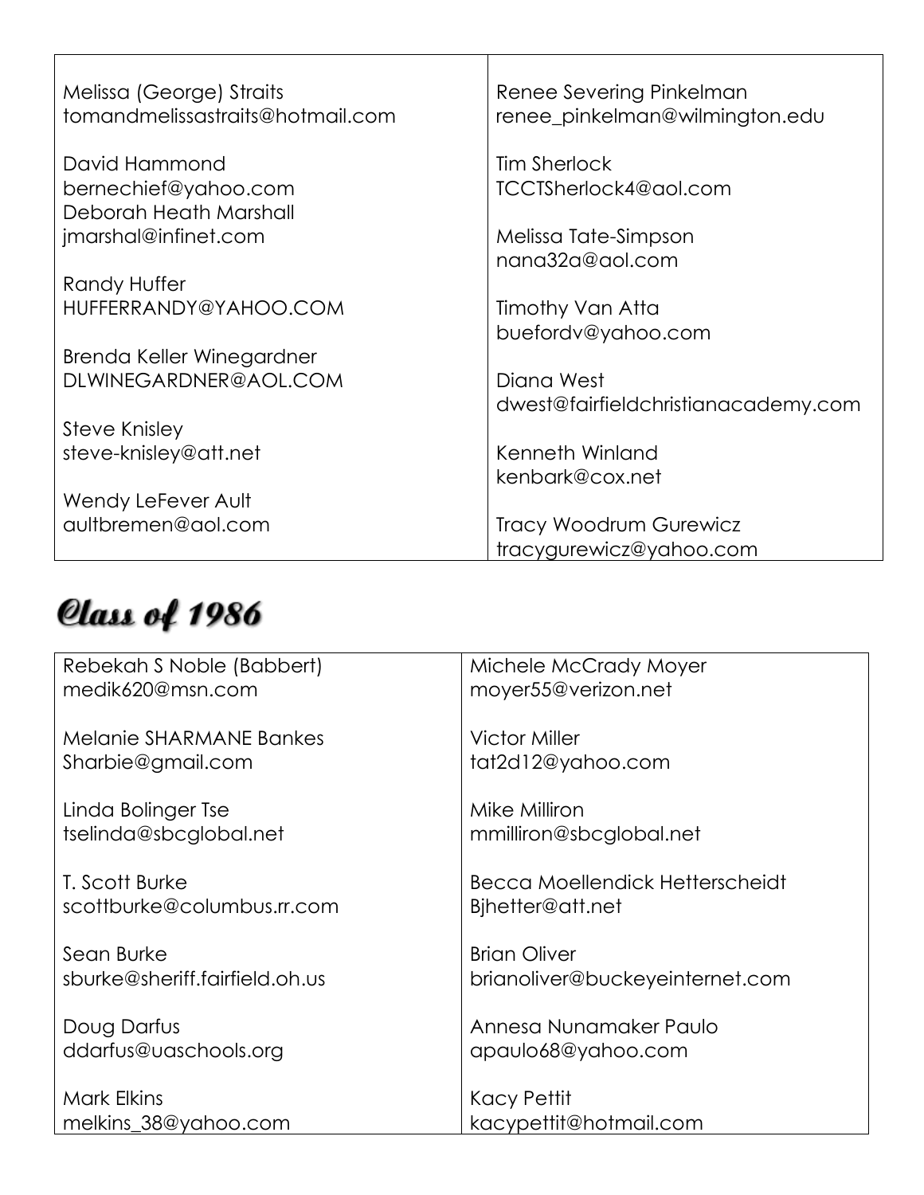Melissa (George) Straits
tomandmelissastraits@hotmail.com

David Hammond
bernechief@yahoo.com
Deborah Heath Marshall
jmarshal@infinet.com

Randy Huffer
HUFFERRANDY@YAHOO.COM

Brenda Keller Winegardner
DLWINEGARDNER@AOL.COM

Steve Knisley
steve-knisley@att.net

Wendy LeFever Ault
aultbremen@aol.com

Renee Severing Pinkelman
renee_pinkelman@wilmington.edu

Tim Sherlock
TCCTSherlock4@aol.com

Melissa Tate-Simpson
nana32a@aol.com

Timothy Van Atta
buefordv@yahoo.com

Diana West
dwest@fairfieldchristianacademy.com

Kenneth Winland
kenbark@cox.net

Tracy Woodrum Gurewicz
tracygurewicz@yahoo.com

# Class of 1986

Rebekah S Noble (Babbert)
medik620@msn.com

Melanie SHARMANE Bankes
Sharbie@gmail.com

Linda Bolinger Tse
tselinda@sbcglobal.net

T. Scott Burke
scottburke@columbus.rr.com

Sean Burke
sburke@sheriff.fairfield.oh.us

Doug Darfus
ddarfus@uaschools.org

Mark Elkins
melkins_38@yahoo.com

Michele McCrady Moyer
moyer55@verizon.net

Victor Miller
tat2d12@yahoo.com

Mike Milliron
mmilliron@sbcglobal.net

Becca Moellendick Hetterscheidt
Bjhetter@att.net

Brian Oliver
brianoliver@buckeyeinternet.com

Annesa Nunamaker Paulo
apaulo68@yahoo.com

Kacy Pettit
kacypettit@hotmail.com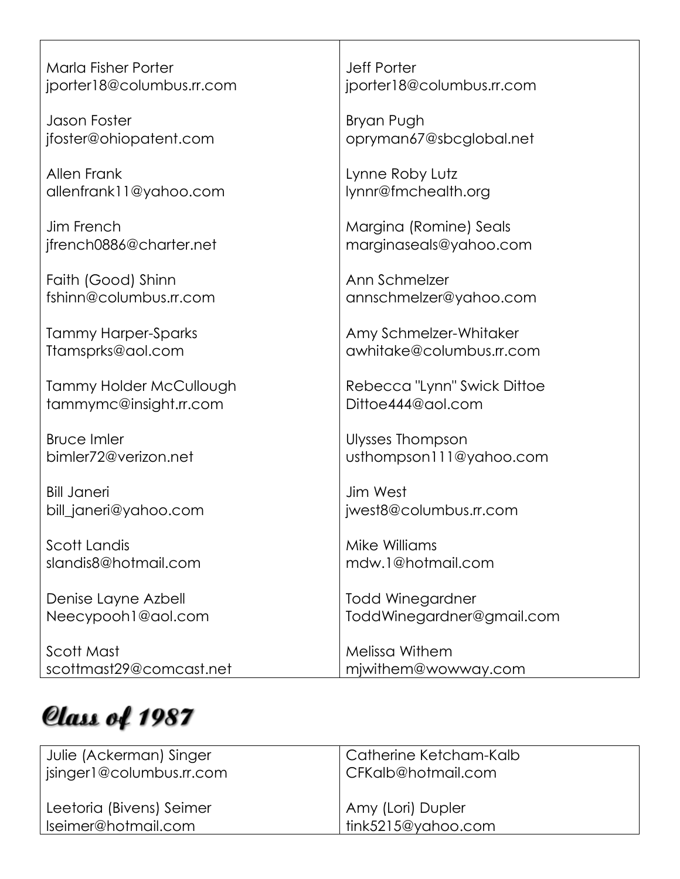| | |
|---|---|
| Marla Fisher Porter<br>jporter18@columbus.rr.com | Jeff Porter<br>jporter18@columbus.rr.com |
| Jason Foster<br>jfoster@ohiopatent.com | Bryan Pugh<br>opryman67@sbcglobal.net |
| Allen Frank<br>allenfrank11@yahoo.com | Lynne Roby Lutz<br>lynnr@fmchealth.org |
| Jim French<br>jfrench0886@charter.net | Margina (Romine) Seals<br>marginaseals@yahoo.com |
| Faith (Good) Shinn<br>fshinn@columbus.rr.com | Ann Schmelzer<br>annschmelzer@yahoo.com |
| Tammy Harper-Sparks<br>Ttamsprks@aol.com | Amy Schmelzer-Whitaker<br>awhitake@columbus.rr.com |
| Tammy Holder McCullough<br>tammymc@insight.rr.com | Rebecca "Lynn" Swick Dittoe<br>Dittoe444@aol.com |
| Bruce Imler<br>bimler72@verizon.net | Ulysses Thompson<br>usthompson111@yahoo.com |
| Bill Janeri<br>bill_janeri@yahoo.com | Jim West<br>jwest8@columbus.rr.com |
| Scott Landis<br>slandis8@hotmail.com | Mike Williams<br>mdw.1@hotmail.com |
| Denise Layne Azbell<br>Neecypooh1@aol.com | Todd Winegardner<br>ToddWinegardner@gmail.com |
| Scott Mast<br>scottmast29@comcast.net | Melissa Withem<br>mjwithem@wowway.com |

# Class of 1987

| | |
|---|---|
| Julie (Ackerman) Singer<br>jsinger1@columbus.rr.com | Catherine Ketcham-Kalb<br>CFKalb@hotmail.com |
| Leetoria (Bivens) Seimer<br>lseimer@hotmail.com | Amy (Lori) Dupler<br>tink5215@yahoo.com |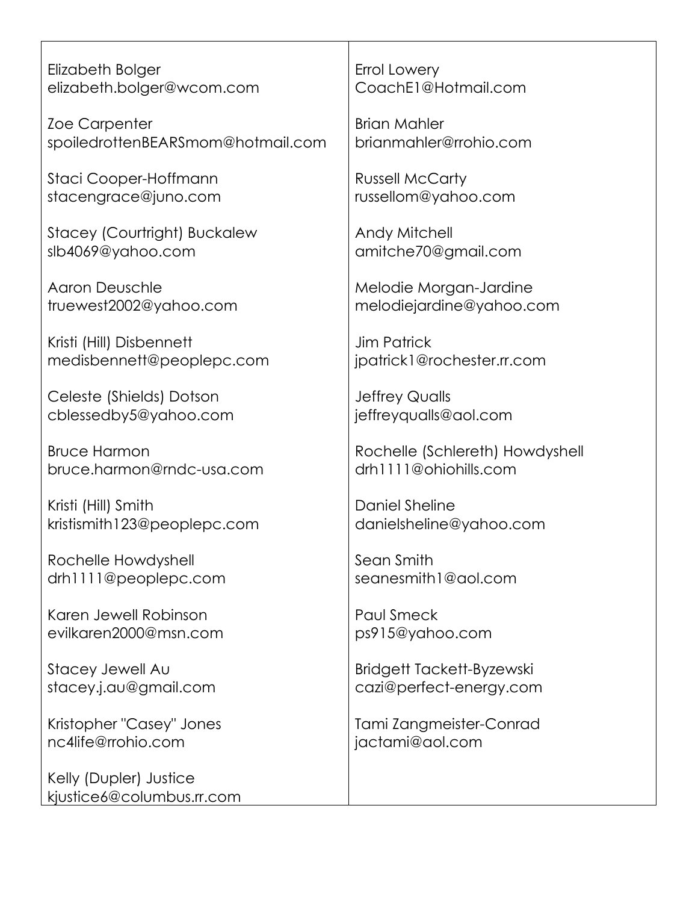Elizabeth Bolger
elizabeth.bolger@wcom.com

Zoe Carpenter
spoiledrottenBEARSmom@hotmail.com

Staci Cooper-Hoffmann
stacengrace@juno.com

Stacey (Courtright) Buckalew
slb4069@yahoo.com

Aaron Deuschle
truewest2002@yahoo.com

Kristi (Hill) Disbennett
medisbennett@peoplepc.com

Celeste (Shields) Dotson
cblessedby5@yahoo.com

Bruce Harmon
bruce.harmon@rndc-usa.com

Kristi (Hill) Smith
kristismith123@peoplepc.com

Rochelle Howdyshell
drh1111@peoplepc.com

Karen Jewell Robinson
evilkaren2000@msn.com

Stacey Jewell Au
stacey.j.au@gmail.com

Kristopher "Casey" Jones
nc4life@rrohio.com

Kelly (Dupler) Justice
kjustice6@columbus.rr.com

Errol Lowery
CoachE1@Hotmail.com

Brian Mahler
brianmahler@rrohio.com

Russell McCarty
russellom@yahoo.com

Andy Mitchell
amitche70@gmail.com

Melodie Morgan-Jardine
melodiejardine@yahoo.com

Jim Patrick
jpatrick1@rochester.rr.com

Jeffrey Qualls
jeffreyqualls@aol.com

Rochelle (Schlereth) Howdyshell
drh1111@ohiohills.com

Daniel Sheline
danielsheline@yahoo.com

Sean Smith
seanesmith1@aol.com

Paul Smeck
ps915@yahoo.com

Bridgett Tackett-Byzewski
cazi@perfect-energy.com

Tami Zangmeister-Conrad
jactami@aol.com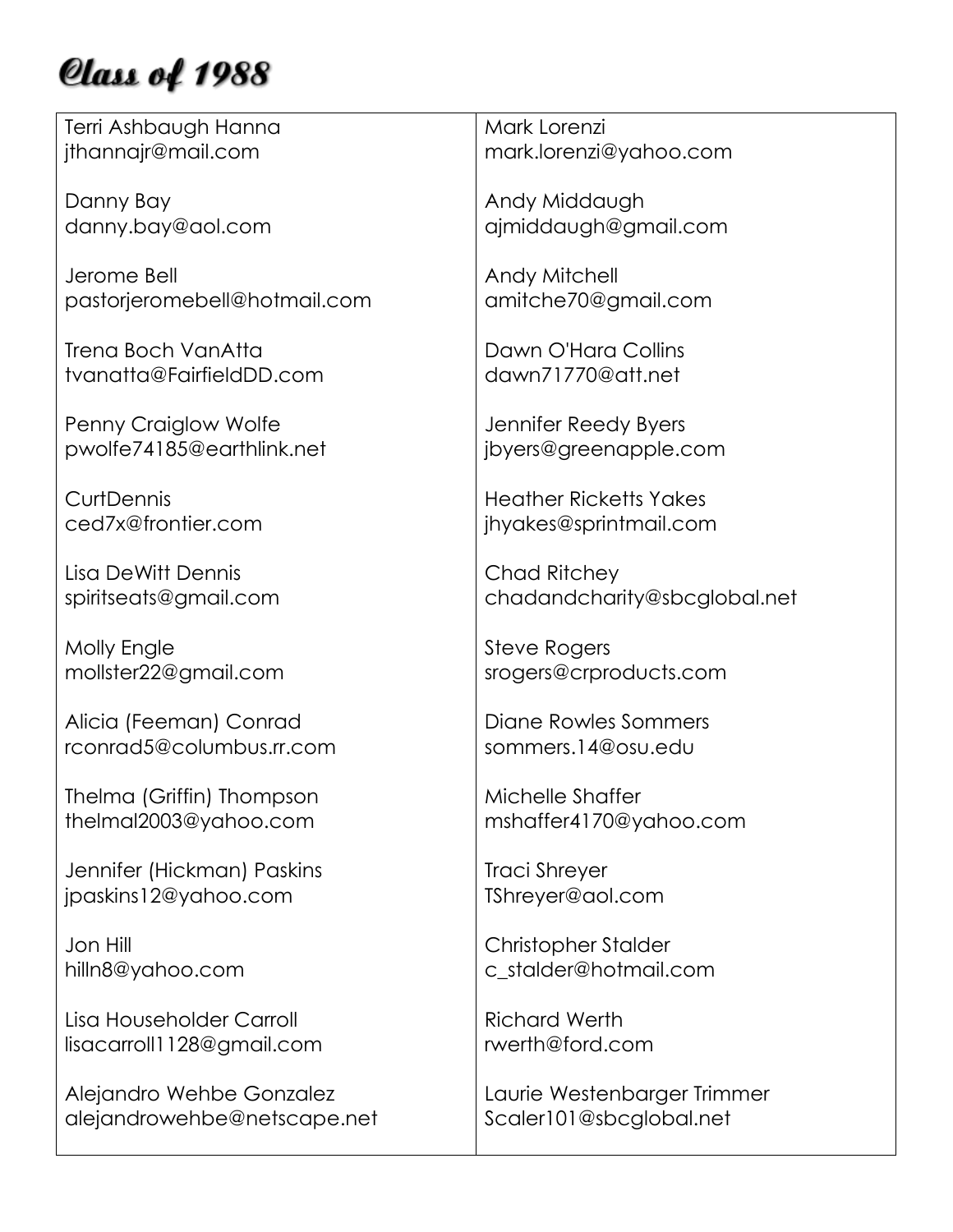# Class of 1988

Terri Ashbaugh Hanna
jthannajr@mail.com

Danny Bay
danny.bay@aol.com

Jerome Bell
pastorjeromebell@hotmail.com

Trena Boch VanAtta
tvanatta@FairfieldDD.com

Penny Craiglow Wolfe
pwolfe74185@earthlink.net

CurtDennis
ced7x@frontier.com

Lisa DeWitt Dennis
spiritseats@gmail.com

Molly Engle
mollster22@gmail.com

Alicia (Feeman) Conrad
rconrad5@columbus.rr.com

Thelma (Griffin) Thompson
thelmal2003@yahoo.com

Jennifer (Hickman) Paskins
jpaskins12@yahoo.com

Jon Hill
hilln8@yahoo.com

Lisa Householder Carroll
lisacarroll1128@gmail.com

Alejandro Wehbe Gonzalez
alejandrowehbe@netscape.net

Mark Lorenzi
mark.lorenzi@yahoo.com

Andy Middaugh
ajmiddaugh@gmail.com

Andy Mitchell
amitche70@gmail.com

Dawn O'Hara Collins
dawn71770@att.net

Jennifer Reedy Byers
jbyers@greenapple.com

Heather Ricketts Yakes
jhyakes@sprintmail.com

Chad Ritchey
chadandcharity@sbcglobal.net

Steve Rogers
srogers@crproducts.com

Diane Rowles Sommers
sommers.14@osu.edu

Michelle Shaffer
mshaffer4170@yahoo.com

Traci Shreyer
TShreyer@aol.com

Christopher Stalder
c_stalder@hotmail.com

Richard Werth
rwerth@ford.com

Laurie Westenbarger Trimmer
Scaler101@sbcglobal.net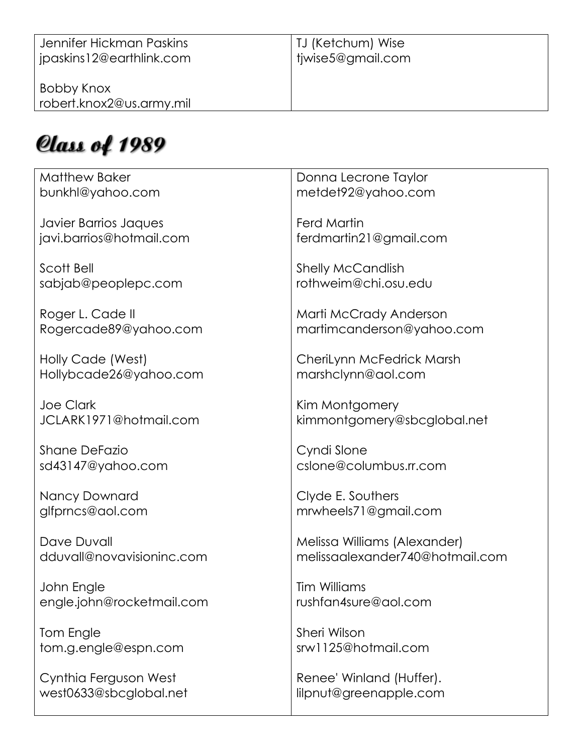| | |
|---|---|
| Jennifer Hickman Paskins<br>jpaskins12@earthlink.com<br><br>Bobby Knox<br>robert.knox2@us.army.mil | TJ (Ketchum) Wise<br>tjwise5@gmail.com |

## Class of 1989

| | |
|---|---|
| Matthew Baker<br>bunkhl@yahoo.com | Donna Lecrone Taylor<br>metdet92@yahoo.com |
| Javier Barrios Jaques<br>javi.barrios@hotmail.com | Ferd Martin<br>ferdmartin21@gmail.com |
| Scott Bell<br>sabjab@peoplepc.com | Shelly McCandlish<br>rothweim@chi.osu.edu |
| Roger L. Cade II<br>Rogercade89@yahoo.com | Marti McCrady Anderson<br>martimcanderson@yahoo.com |
| Holly Cade (West)<br>Hollybcade26@yahoo.com | CheriLynn McFedrick Marsh<br>marshclynn@aol.com |
| Joe Clark<br>JCLARK1971@hotmail.com | Kim Montgomery<br>kimmontgomery@sbcglobal.net |
| Shane DeFazio<br>sd43147@yahoo.com | Cyndi Slone<br>cslone@columbus.rr.com |
| Nancy Downard<br>glfprncs@aol.com | Clyde E. Southers<br>mrwheels71@gmail.com |
| Dave Duvall<br>dduvall@novavisioninc.com | Melissa Williams (Alexander)<br>melissaalexander740@hotmail.com |
| John Engle<br>engle.john@rocketmail.com | Tim Williams<br>rushfan4sure@aol.com |
| Tom Engle<br>tom.g.engle@espn.com | Sheri Wilson<br>srw1125@hotmail.com |
| Cynthia Ferguson West<br>west0633@sbcglobal.net | Renee' Winland (Huffer).<br>lilpnut@greenapple.com |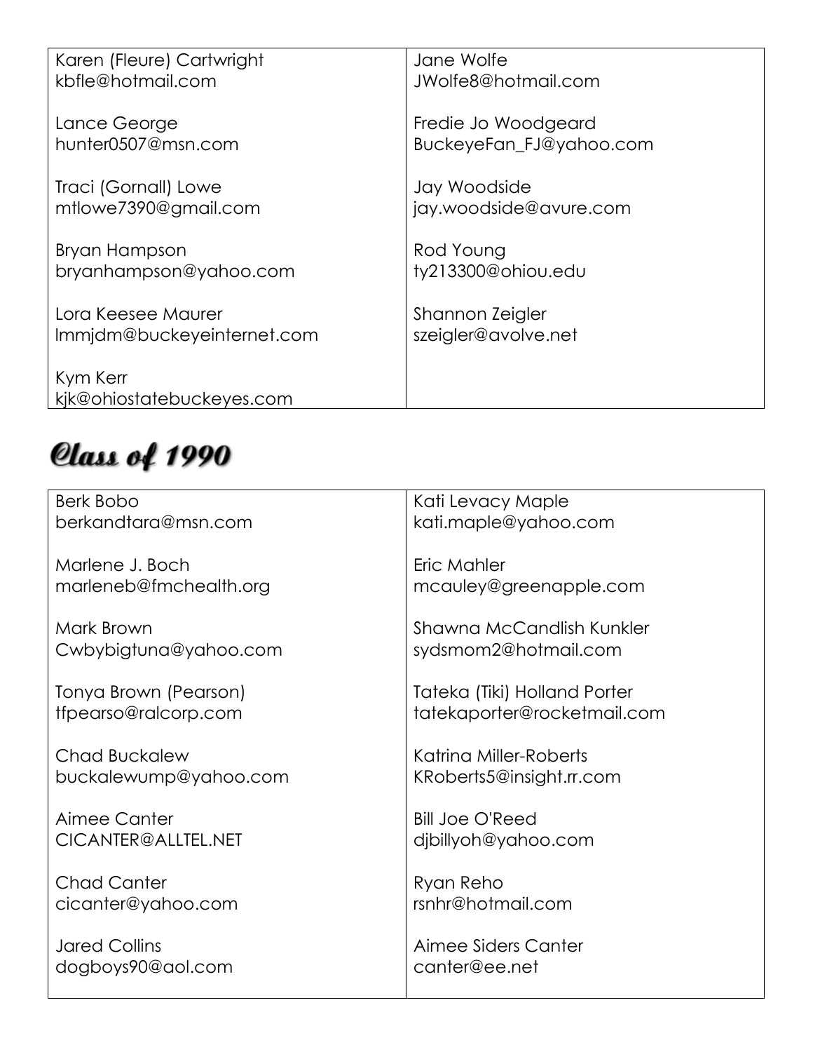| | |
|---|---|
| Karen (Fleure) Cartwright<br>kbfle@hotmail.com | Jane Wolfe<br>JWolfe8@hotmail.com |
| Lance George<br>hunter0507@msn.com | Fredie Jo Woodgeard<br>BuckeyeFan_FJ@yahoo.com |
| Traci (Gornall) Lowe<br>mtlowe7390@gmail.com | Jay Woodside<br>jay.woodside@avure.com |
| Bryan Hampson<br>bryanhampson@yahoo.com | Rod Young<br>ty213300@ohiou.edu |
| Lora Keesee Maurer<br>lmmjdm@buckeyeinternet.com | Shannon Zeigler<br>szeigler@avolve.net |
| Kym Kerr<br>kjk@ohiostatebuckeyes.com | |

## Class of 1990

| | |
|---|---|
| Berk Bobo<br>berkandtara@msn.com | Kati Levacy Maple<br>kati.maple@yahoo.com |
| Marlene J. Boch<br>marleneb@fmchealth.org | Eric Mahler<br>mcauley@greenapple.com |
| Mark Brown<br>Cwbybigtuna@yahoo.com | Shawna McCandlish Kunkler<br>sydsmom2@hotmail.com |
| Tonya Brown (Pearson)<br>tfpearso@ralcorp.com | Tateka (Tiki) Holland Porter<br>tatekaporter@rocketmail.com |
| Chad Buckalew<br>buckalewump@yahoo.com | Katrina Miller-Roberts<br>KRoberts5@insight.rr.com |
| Aimee Canter<br>CICANTER@ALLTEL.NET | Bill Joe O'Reed<br>djbillyoh@yahoo.com |
| Chad Canter<br>cicanter@yahoo.com | Ryan Reho<br>rsnhr@hotmail.com |
| Jared Collins<br>dogboys90@aol.com | Aimee Siders Canter<br>canter@ee.net |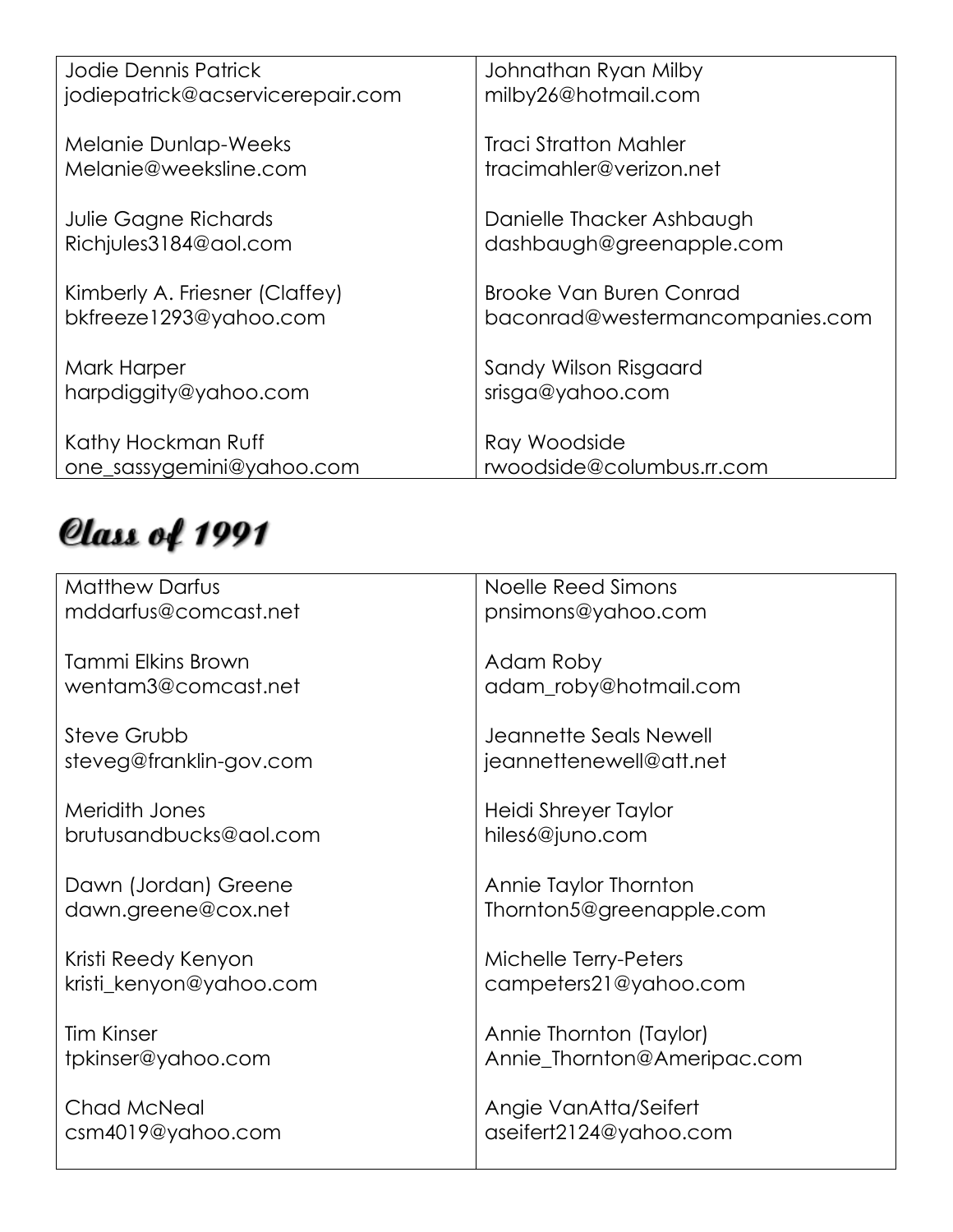| | |
|---|---|
| Jodie Dennis Patrick<br>jodiepatrick@acservicerepair.com | Johnathan Ryan Milby<br>milby26@hotmail.com |
| Melanie Dunlap-Weeks<br>Melanie@weeksline.com | Traci Stratton Mahler<br>tracimahler@verizon.net |
| Julie Gagne Richards<br>Richjules3184@aol.com | Danielle Thacker Ashbaugh<br>dashbaugh@greenapple.com |
| Kimberly A. Friesner (Claffey)<br>bkfreeze1293@yahoo.com | Brooke Van Buren Conrad<br>baconrad@westermancompanies.com |
| Mark Harper<br>harpdiggity@yahoo.com | Sandy Wilson Risgaard<br>srisga@yahoo.com |
| Kathy Hockman Ruff<br>one_sassygemini@yahoo.com | Ray Woodside<br>rwoodside@columbus.rr.com |

# Class of 1991

| | |
|---|---|
| Matthew Darfus<br>mddarfus@comcast.net | Noelle Reed Simons<br>pnsimons@yahoo.com |
| Tammi Elkins Brown<br>wentam3@comcast.net | Adam Roby<br>adam_roby@hotmail.com |
| Steve Grubb<br>steveg@franklin-gov.com | Jeannette Seals Newell<br>jeannettenewell@att.net |
| Meridith Jones<br>brutusandbucks@aol.com | Heidi Shreyer Taylor<br>hiles6@juno.com |
| Dawn (Jordan) Greene<br>dawn.greene@cox.net | Annie Taylor Thornton<br>Thornton5@greenapple.com |
| Kristi Reedy Kenyon<br>kristi_kenyon@yahoo.com | Michelle Terry-Peters<br>campeters21@yahoo.com |
| Tim Kinser<br>tpkinser@yahoo.com | Annie Thornton (Taylor)<br>Annie_Thornton@Ameripac.com |
| Chad McNeal<br>csm4019@yahoo.com | Angie VanAtta/Seifert<br>aseifert2124@yahoo.com |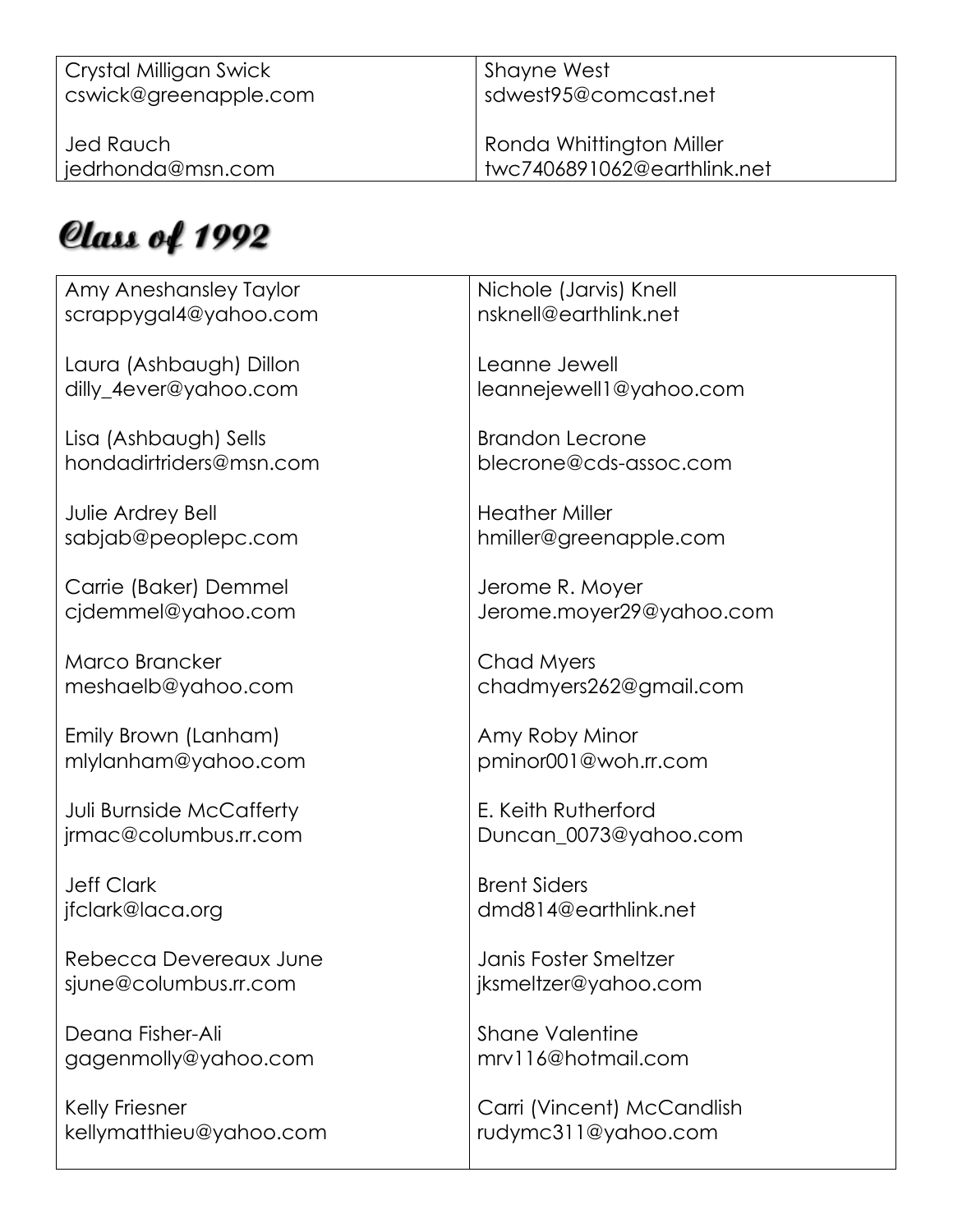| | |
|---|---|
| Crystal Milligan Swick<br>cswick@greenapple.com | Shayne West<br>sdwest95@comcast.net |
| Jed Rauch<br>jedrhonda@msn.com | Ronda Whittington Miller<br>twc7406891062@earthlink.net |

# Class of 1992

| | |
|---|---|
| Amy Aneshansley Taylor<br>scrappygal4@yahoo.com | Nichole (Jarvis) Knell<br>nsknell@earthlink.net |
| Laura (Ashbaugh) Dillon<br>dilly_4ever@yahoo.com | Leanne Jewell<br>leannejewell1@yahoo.com |
| Lisa (Ashbaugh) Sells<br>hondadirtriders@msn.com | Brandon Lecrone<br>blecrone@cds-assoc.com |
| Julie Ardrey Bell<br>sabjab@peoplepc.com | Heather Miller<br>hmiller@greenapple.com |
| Carrie (Baker) Demmel<br>cjdemmel@yahoo.com | Jerome R. Moyer<br>Jerome.moyer29@yahoo.com |
| Marco Brancker<br>meshaelb@yahoo.com | Chad Myers<br>chadmyers262@gmail.com |
| Emily Brown (Lanham)<br>mlylanham@yahoo.com | Amy Roby Minor<br>pminor001@woh.rr.com |
| Juli Burnside McCafferty<br>jrmac@columbus.rr.com | E. Keith Rutherford<br>Duncan_0073@yahoo.com |
| Jeff Clark<br>jfclark@laca.org | Brent Siders<br>dmd814@earthlink.net |
| Rebecca Devereaux June<br>sjune@columbus.rr.com | Janis Foster Smeltzer<br>jksmeltzer@yahoo.com |
| Deana Fisher-Ali<br>gagenmolly@yahoo.com | Shane Valentine<br>mrv116@hotmail.com |
| Kelly Friesner<br>kellymatthieu@yahoo.com | Carri (Vincent) McCandlish<br>rudymc311@yahoo.com |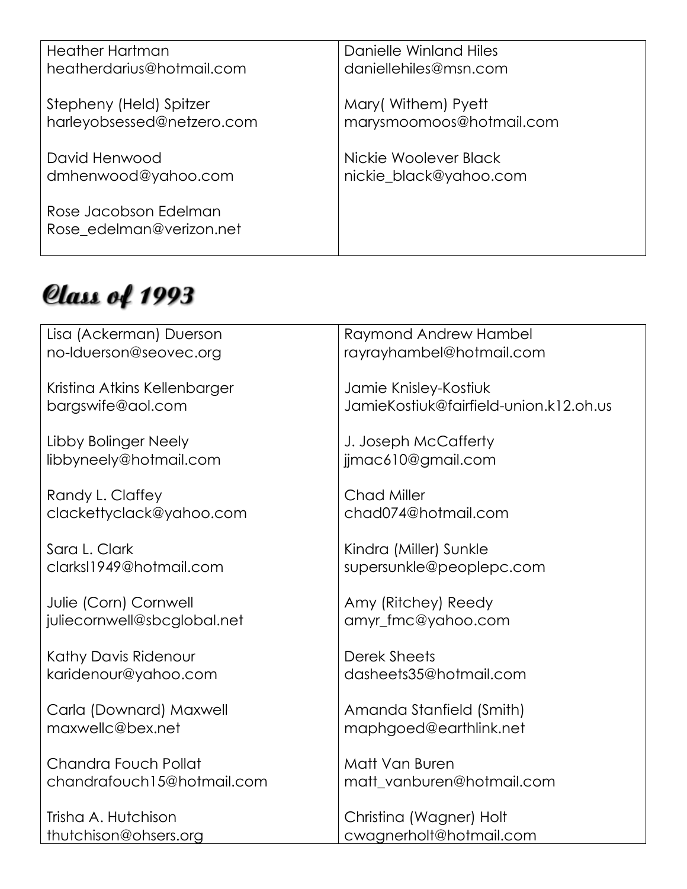| | |
|---|---|
| Heather Hartman<br>heatherdarius@hotmail.com<br><br>Stepheny (Held) Spitzer<br>harleyobsessed@netzero.com<br><br>David Henwood<br>dmhenwood@yahoo.com<br><br>Rose Jacobson Edelman<br>Rose_edelman@verizon.net | Danielle Winland Hiles<br>daniellehiles@msn.com<br><br>Mary( Withem) Pyett<br>marysmoomoos@hotmail.com<br><br>Nickie Woolever Black<br>nickie_black@yahoo.com |

# Class of 1993

| | |
|---|---|
| Lisa (Ackerman) Duerson<br>no-lduerson@seovec.org<br><br>Kristina Atkins Kellenbarger<br>bargswife@aol.com<br><br>Libby Bolinger Neely<br>libbyneely@hotmail.com<br><br>Randy L. Claffey<br>clackettyclack@yahoo.com<br><br>Sara L. Clark<br>clarksl1949@hotmail.com<br><br>Julie (Corn) Cornwell<br>juliecornwell@sbcglobal.net<br><br>Kathy Davis Ridenour<br>karidenour@yahoo.com<br><br>Carla (Downard) Maxwell<br>maxwellc@bex.net<br><br>Chandra Fouch Pollat<br>chandrafouch15@hotmail.com<br><br>Trisha A. Hutchison<br>thutchison@ohsers.org | Raymond Andrew Hambel<br>rayrayhambel@hotmail.com<br><br>Jamie Knisley-Kostiuk<br>JamieKostiuk@fairfield-union.k12.oh.us<br><br>J. Joseph McCafferty<br>jjmac610@gmail.com<br><br>Chad Miller<br>chad074@hotmail.com<br><br>Kindra (Miller) Sunkle<br>supersunkle@peoplepc.com<br><br>Amy (Ritchey) Reedy<br>amyr_fmc@yahoo.com<br><br>Derek Sheets<br>dasheets35@hotmail.com<br><br>Amanda Stanfield (Smith)<br>maphgoed@earthlink.net<br><br>Matt Van Buren<br>matt_vanburen@hotmail.com<br><br>Christina (Wagner) Holt<br>cwagnerholt@hotmail.com |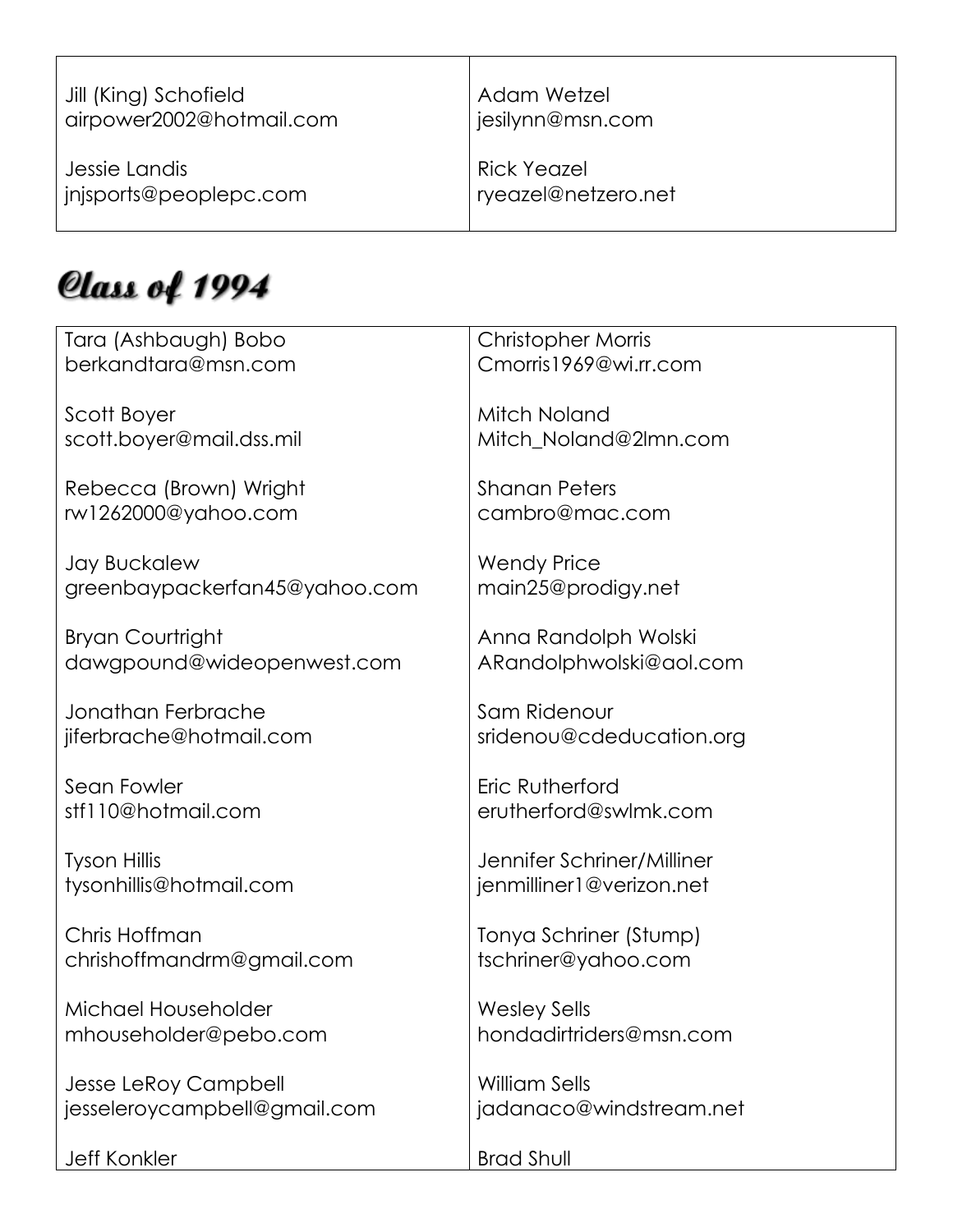| | |
|---|---|
| Jill (King) Schofield<br>airpower2002@hotmail.com<br><br>Jessie Landis<br>jnjsports@peoplepc.com | Adam Wetzel<br>jesilynn@msn.com<br><br>Rick Yeazel<br>ryeazel@netzero.net |

## Class of 1994

| | |
|---|---|
| Tara (Ashbaugh) Bobo<br>berkandtara@msn.com | Christopher Morris<br>Cmorris1969@wi.rr.com |
| Scott Boyer<br>scott.boyer@mail.dss.mil | Mitch Noland<br>Mitch_Noland@2lmn.com |
| Rebecca (Brown) Wright<br>rw1262000@yahoo.com | Shanan Peters<br>cambro@mac.com |
| Jay Buckalew<br>greenbaypackerfan45@yahoo.com | Wendy Price<br>main25@prodigy.net |
| Bryan Courtright<br>dawgpound@wideopenwest.com | Anna Randolph Wolski<br>ARandolphwolski@aol.com |
| Jonathan Ferbrache<br>jiferbrache@hotmail.com | Sam Ridenour<br>sridenou@cdeducation.org |
| Sean Fowler<br>stf110@hotmail.com | Eric Rutherford<br>erutherford@swlmk.com |
| Tyson Hillis<br>tysonhillis@hotmail.com | Jennifer Schriner/Milliner<br>jenmilliner1@verizon.net |
| Chris Hoffman<br>chrishoffmandrm@gmail.com | Tonya Schriner (Stump)<br>tschriner@yahoo.com |
| Michael Householder<br>mhouseholder@pebo.com | Wesley Sells<br>hondadirtriders@msn.com |
| Jesse LeRoy Campbell<br>jesseleroycampbell@gmail.com | William Sells<br>jadanaco@windstream.net |
| Jeff Konkler | Brad Shull |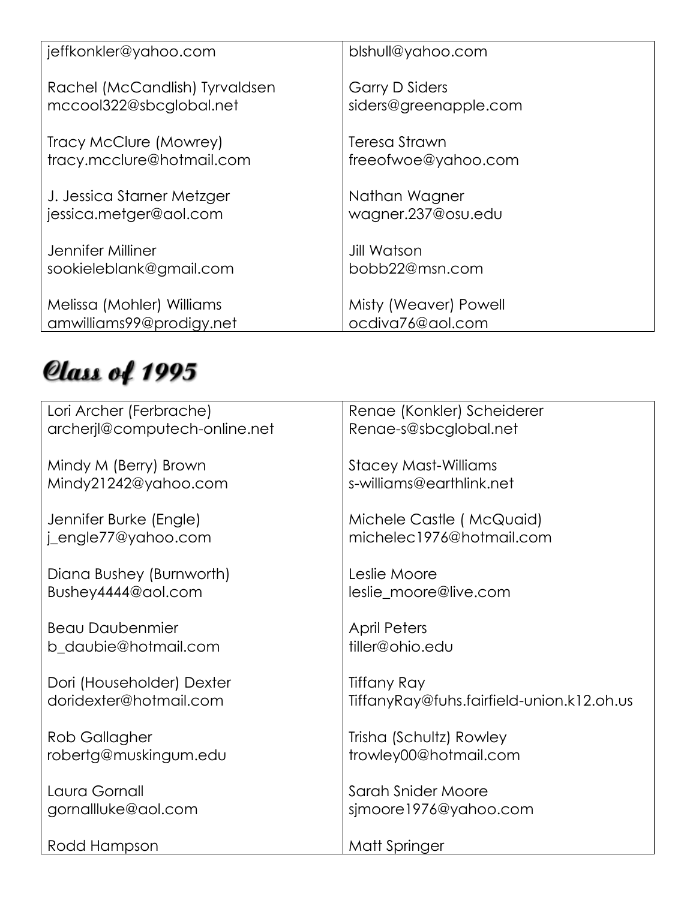| | |
|---|---|
| jeffkonkler@yahoo.com | blshull@yahoo.com |
| Rachel (McCandlish) Tyrvaldsen<br>mccool322@sbcglobal.net | Garry D Siders<br>siders@greenapple.com |
| Tracy McClure (Mowrey)<br>tracy.mcclure@hotmail.com | Teresa Strawn<br>freeofwoe@yahoo.com |
| J. Jessica Starner Metzger<br>jessica.metger@aol.com | Nathan Wagner<br>wagner.237@osu.edu |
| Jennifer Milliner<br>sookieleblank@gmail.com | Jill Watson<br>bobb22@msn.com |
| Melissa (Mohler) Williams<br>amwilliams99@prodigy.net | Misty (Weaver) Powell<br>ocdiva76@aol.com |

# Class of 1995

| | |
|---|---|
| Lori Archer (Ferbrache)<br>archerjl@computech-online.net | Renae (Konkler) Scheiderer<br>Renae-s@sbcglobal.net |
| Mindy M (Berry) Brown<br>Mindy21242@yahoo.com | Stacey Mast-Williams<br>s-williams@earthlink.net |
| Jennifer Burke (Engle)<br>j_engle77@yahoo.com | Michele Castle ( McQuaid)<br>michelec1976@hotmail.com |
| Diana Bushey (Burnworth)<br>Bushey4444@aol.com | Leslie Moore<br>leslie_moore@live.com |
| Beau Daubenmier<br>b_daubie@hotmail.com | April Peters<br>tiller@ohio.edu |
| Dori (Householder) Dexter<br>doridexter@hotmail.com | Tiffany Ray<br>TiffanyRay@fuhs.fairfield-union.k12.oh.us |
| Rob Gallagher<br>robertg@muskingum.edu | Trisha (Schultz) Rowley<br>trowley00@hotmail.com |
| Laura Gornall<br>gornallluke@aol.com | Sarah Snider Moore<br>sjmoore1976@yahoo.com |
| Rodd Hampson | Matt Springer |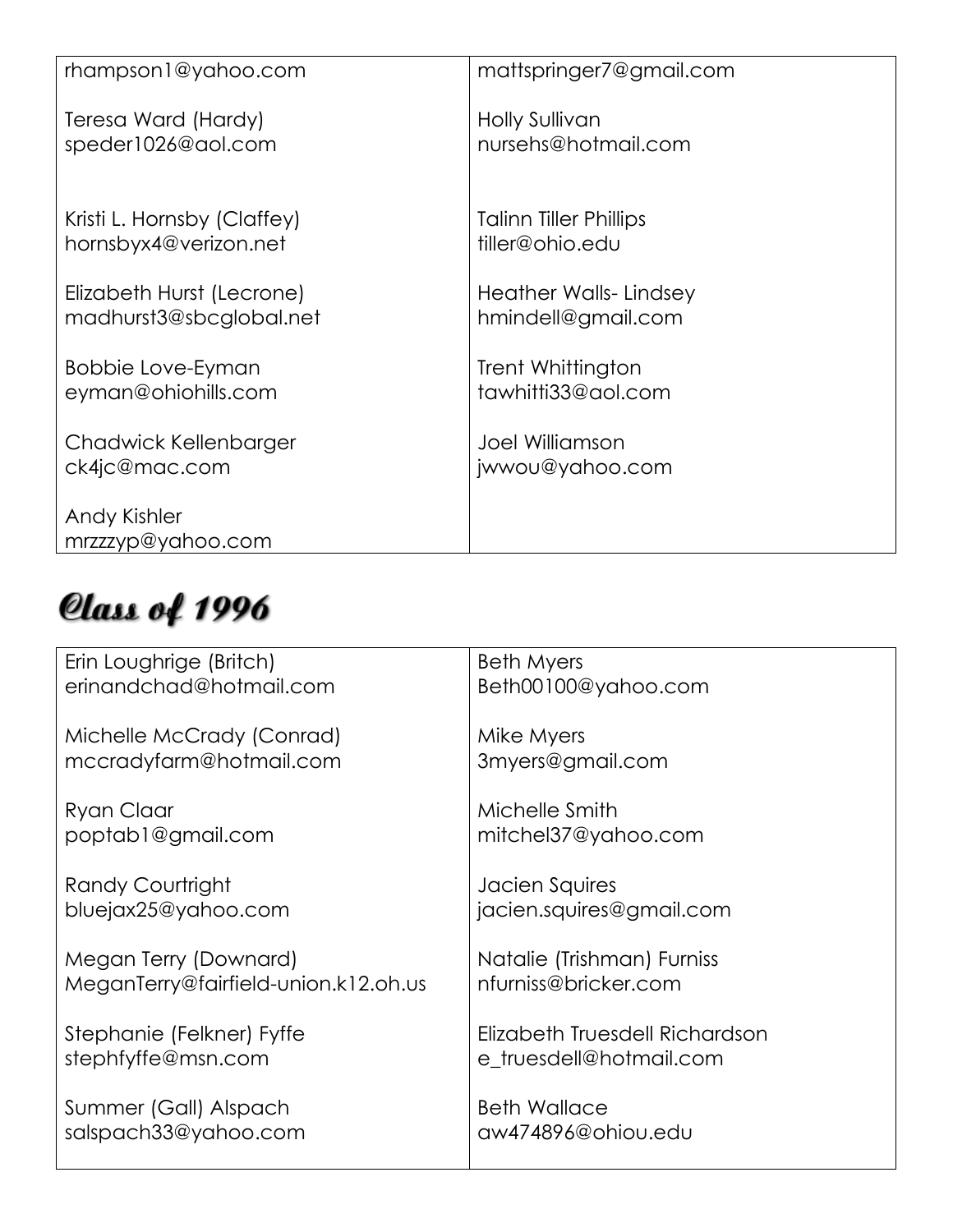rhampson1@yahoo.com

Teresa Ward (Hardy)
speder1026@aol.com

Kristi L. Hornsby (Claffey)
hornsbyx4@verizon.net

Elizabeth Hurst (Lecrone)
madhurst3@sbcglobal.net

Bobbie Love-Eyman
eyman@ohiohills.com

Chadwick Kellenbarger
ck4jc@mac.com

Andy Kishler
mrzzzyp@yahoo.com

mattspringer7@gmail.com

Holly Sullivan
nursehs@hotmail.com

Talinn Tiller Phillips
tiller@ohio.edu

Heather Walls- Lindsey
hmindell@gmail.com

Trent Whittington
tawhitti33@aol.com

Joel Williamson
jwwou@yahoo.com

# Class of 1996

Erin Loughrige (Britch)
erinandchad@hotmail.com

Michelle McCrady (Conrad)
mccradyfarm@hotmail.com

Ryan Claar
poptab1@gmail.com

Randy Courtright
bluejax25@yahoo.com

Megan Terry (Downard)
MeganTerry@fairfield-union.k12.oh.us

Stephanie (Felkner) Fyffe
stephfyffe@msn.com

Summer (Gall) Alspach
salspach33@yahoo.com

Beth Myers
Beth00100@yahoo.com

Mike Myers
3myers@gmail.com

Michelle Smith
mitchel37@yahoo.com

Jacien Squires
jacien.squires@gmail.com

Natalie (Trishman) Furniss
nfurniss@bricker.com

Elizabeth Truesdell Richardson
e_truesdell@hotmail.com

Beth Wallace
aw474896@ohiou.edu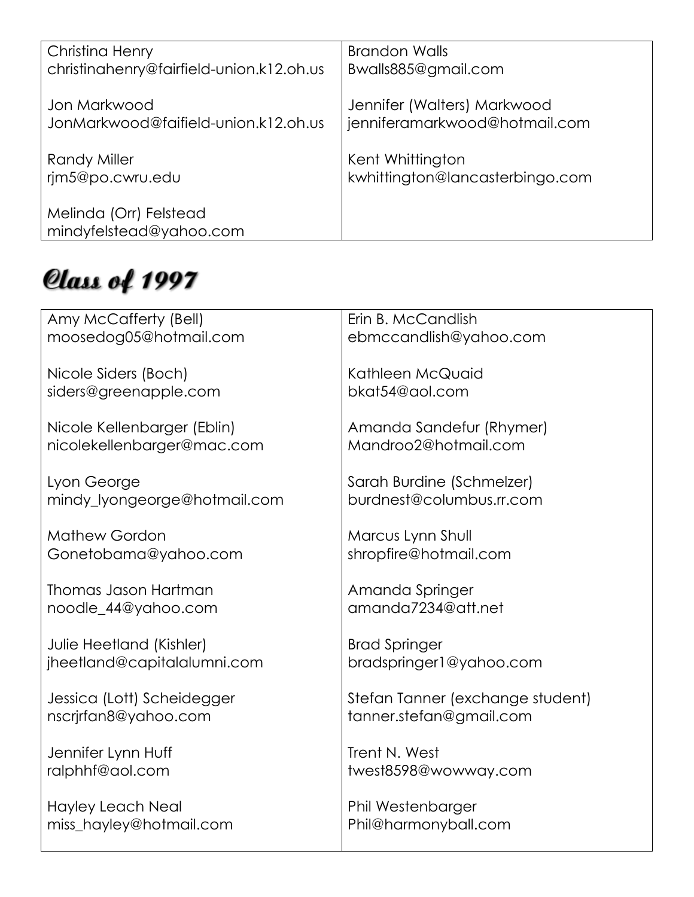| | |
|---|---|
| Christina Henry<br>christinahenry@fairfield-union.k12.oh.us<br><br>Jon Markwood<br>JonMarkwood@faifield-union.k12.oh.us<br><br>Randy Miller<br>rjm5@po.cwru.edu<br><br>Melinda (Orr) Felstead<br>mindyfelstead@yahoo.com | Brandon Walls<br>Bwalls885@gmail.com<br><br>Jennifer (Walters) Markwood<br>jenniferamarkwood@hotmail.com<br><br>Kent Whittington<br>kwhittington@lancasterbingo.com |

## Class of 1997

| | |
|---|---|
| Amy McCafferty (Bell)<br>moosedog05@hotmail.com<br><br>Nicole Siders (Boch)<br>siders@greenapple.com<br><br>Nicole Kellenbarger (Eblin)<br>nicolekellenbarger@mac.com<br><br>Lyon George<br>mindy_lyongeorge@hotmail.com<br><br>Mathew Gordon<br>Gonetobama@yahoo.com<br><br>Thomas Jason Hartman<br>noodle_44@yahoo.com<br><br>Julie Heetland (Kishler)<br>jheetland@capitalalumni.com<br><br>Jessica (Lott) Scheidegger<br>nscrjrfan8@yahoo.com<br><br>Jennifer Lynn Huff<br>ralphhf@aol.com<br><br>Hayley Leach Neal<br>miss_hayley@hotmail.com | Erin B. McCandlish<br>ebmccandlish@yahoo.com<br><br>Kathleen McQuaid<br>bkat54@aol.com<br><br>Amanda Sandefur (Rhymer)<br>Mandroo2@hotmail.com<br><br>Sarah Burdine (Schmelzer)<br>burdnest@columbus.rr.com<br><br>Marcus Lynn Shull<br>shropfire@hotmail.com<br><br>Amanda Springer<br>amanda7234@att.net<br><br>Brad Springer<br>bradspringer1@yahoo.com<br><br>Stefan Tanner (exchange student)<br>tanner.stefan@gmail.com<br><br>Trent N. West<br>twest8598@wowway.com<br><br>Phil Westenbarger<br>Phil@harmonyball.com |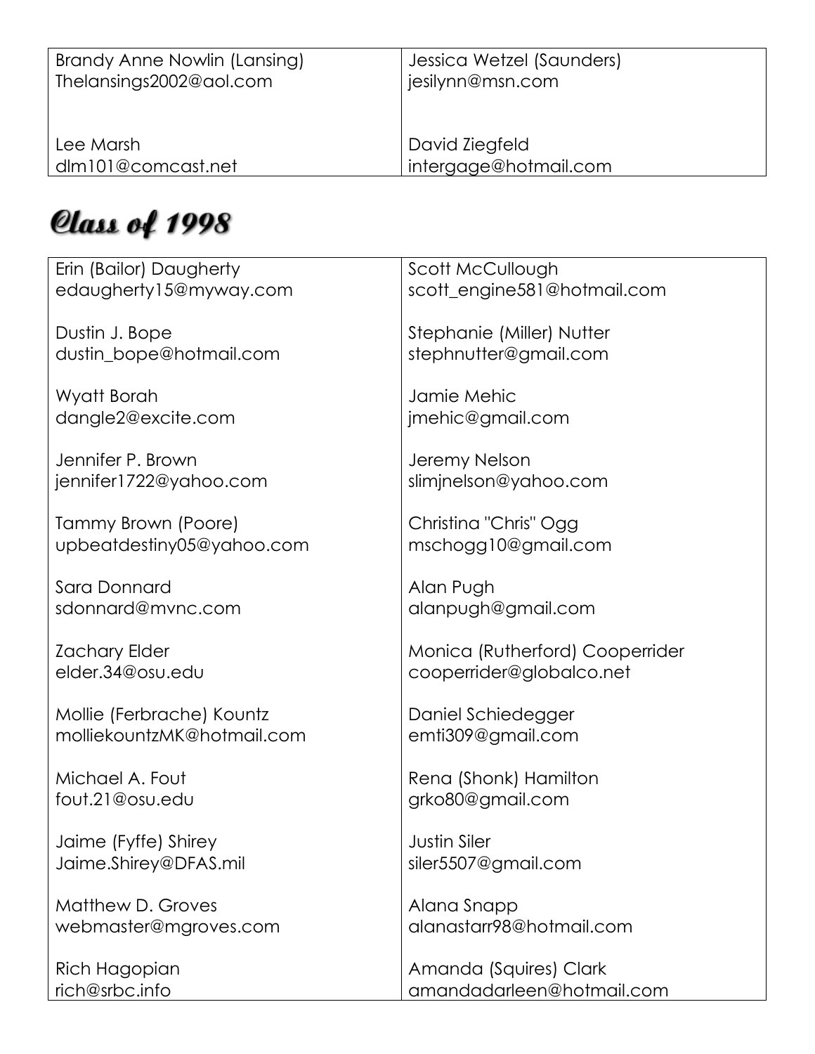| | |
|---|---|
| Brandy Anne Nowlin (Lansing)<br>Thelansings2002@aol.com | Jessica Wetzel (Saunders)<br>jesilynn@msn.com |
| Lee Marsh<br>dlm101@comcast.net | David Ziegfeld<br>intergage@hotmail.com |

# Class of 1998

| | |
|---|---|
| Erin (Bailor) Daugherty<br>edaugherty15@myway.com | Scott McCullough<br>scott_engine581@hotmail.com |
| Dustin J. Bope<br>dustin_bope@hotmail.com | Stephanie (Miller) Nutter<br>stephnutter@gmail.com |
| Wyatt Borah<br>dangle2@excite.com | Jamie Mehic<br>jmehic@gmail.com |
| Jennifer P. Brown<br>jennifer1722@yahoo.com | Jeremy Nelson<br>slimjnelson@yahoo.com |
| Tammy Brown (Poore)<br>upbeatdestiny05@yahoo.com | Christina "Chris" Ogg<br>mschogg10@gmail.com |
| Sara Donnard<br>sdonnard@mvnc.com | Alan Pugh<br>alanpugh@gmail.com |
| Zachary Elder<br>elder.34@osu.edu | Monica (Rutherford) Cooperrider<br>cooperrider@globalco.net |
| Mollie (Ferbrache) Kountz<br>molliekountzMK@hotmail.com | Daniel Schiedegger<br>emti309@gmail.com |
| Michael A. Fout<br>fout.21@osu.edu | Rena (Shonk) Hamilton<br>grko80@gmail.com |
| Jaime (Fyffe) Shirey<br>Jaime.Shirey@DFAS.mil | Justin Siler<br>siler5507@gmail.com |
| Matthew D. Groves<br>webmaster@mgroves.com | Alana Snapp<br>alanastarr98@hotmail.com |
| Rich Hagopian<br>rich@srbc.info | Amanda (Squires) Clark<br>amandadarleen@hotmail.com |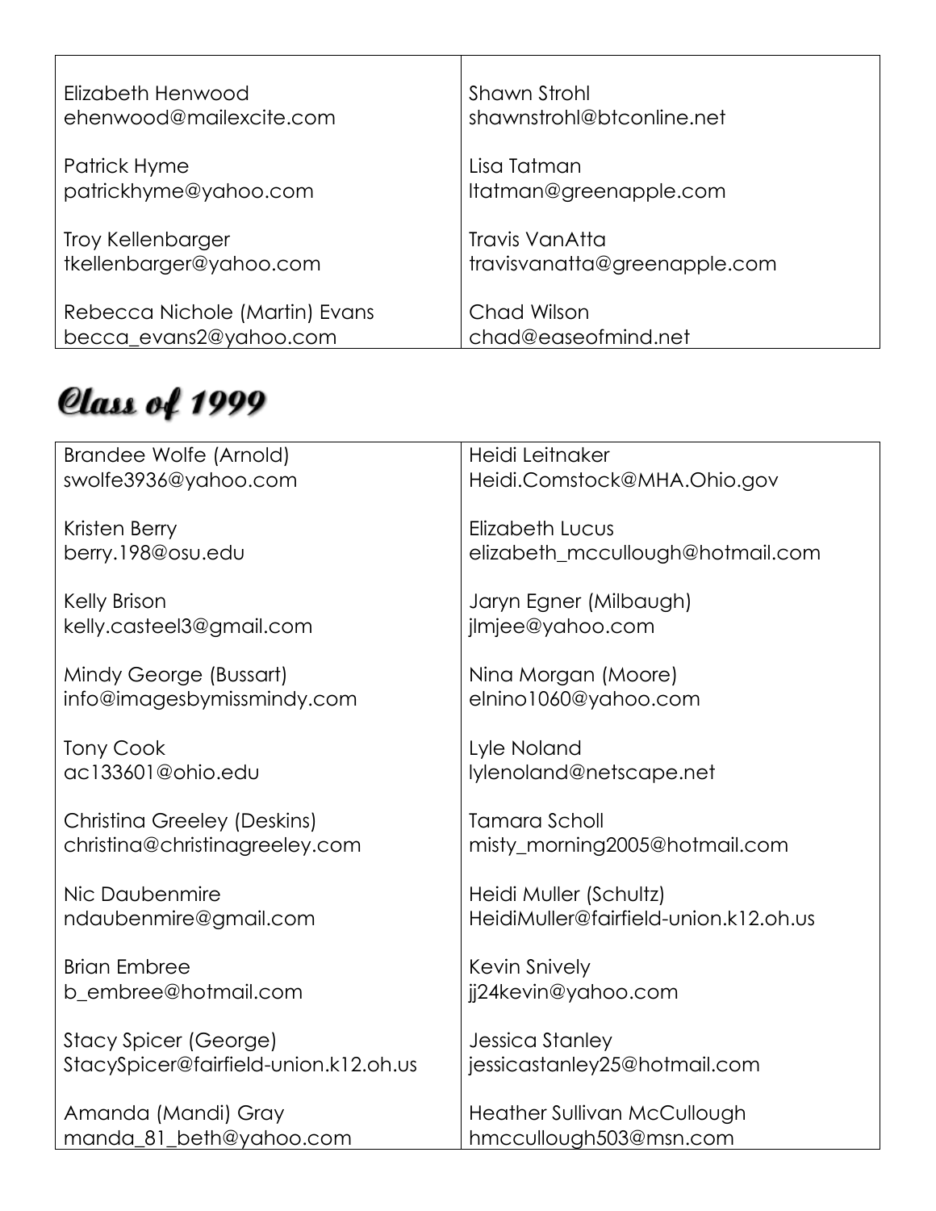| | |
|---|---|
| Elizabeth Henwood<br>ehenwood@mailexcite.com | Shawn Strohl<br>shawnstrohl@btconline.net |
| Patrick Hyme<br>patrickhyme@yahoo.com | Lisa Tatman<br>ltatman@greenapple.com |
| Troy Kellenbarger<br>tkellenbarger@yahoo.com | Travis VanAtta<br>travisvanatta@greenapple.com |
| Rebecca Nichole (Martin) Evans<br>becca_evans2@yahoo.com | Chad Wilson<br>chad@easeofmind.net |

# Class of 1999

| | |
|---|---|
| Brandee Wolfe (Arnold)<br>swolfe3936@yahoo.com | Heidi Leitnaker<br>Heidi.Comstock@MHA.Ohio.gov |
| Kristen Berry<br>berry.198@osu.edu | Elizabeth Lucus<br>elizabeth_mccullough@hotmail.com |
| Kelly Brison<br>kelly.casteel3@gmail.com | Jaryn Egner (Milbaugh)<br>jlmjee@yahoo.com |
| Mindy George (Bussart)<br>info@imagesbymissmindy.com | Nina Morgan (Moore)<br>elnino1060@yahoo.com |
| Tony Cook<br>ac133601@ohio.edu | Lyle Noland<br>lylenoland@netscape.net |
| Christina Greeley (Deskins)<br>christina@christinagreeley.com | Tamara Scholl<br>misty_morning2005@hotmail.com |
| Nic Daubenmire<br>ndaubenmire@gmail.com | Heidi Muller (Schultz)<br>HeidiMuller@fairfield-union.k12.oh.us |
| Brian Embree<br>b_embree@hotmail.com | Kevin Snively<br>jj24kevin@yahoo.com |
| Stacy Spicer (George)<br>StacySpicer@fairfield-union.k12.oh.us | Jessica Stanley<br>jessicastanley25@hotmail.com |
| Amanda (Mandi) Gray<br>manda_81_beth@yahoo.com | Heather Sullivan McCullough<br>hmccullough503@msn.com |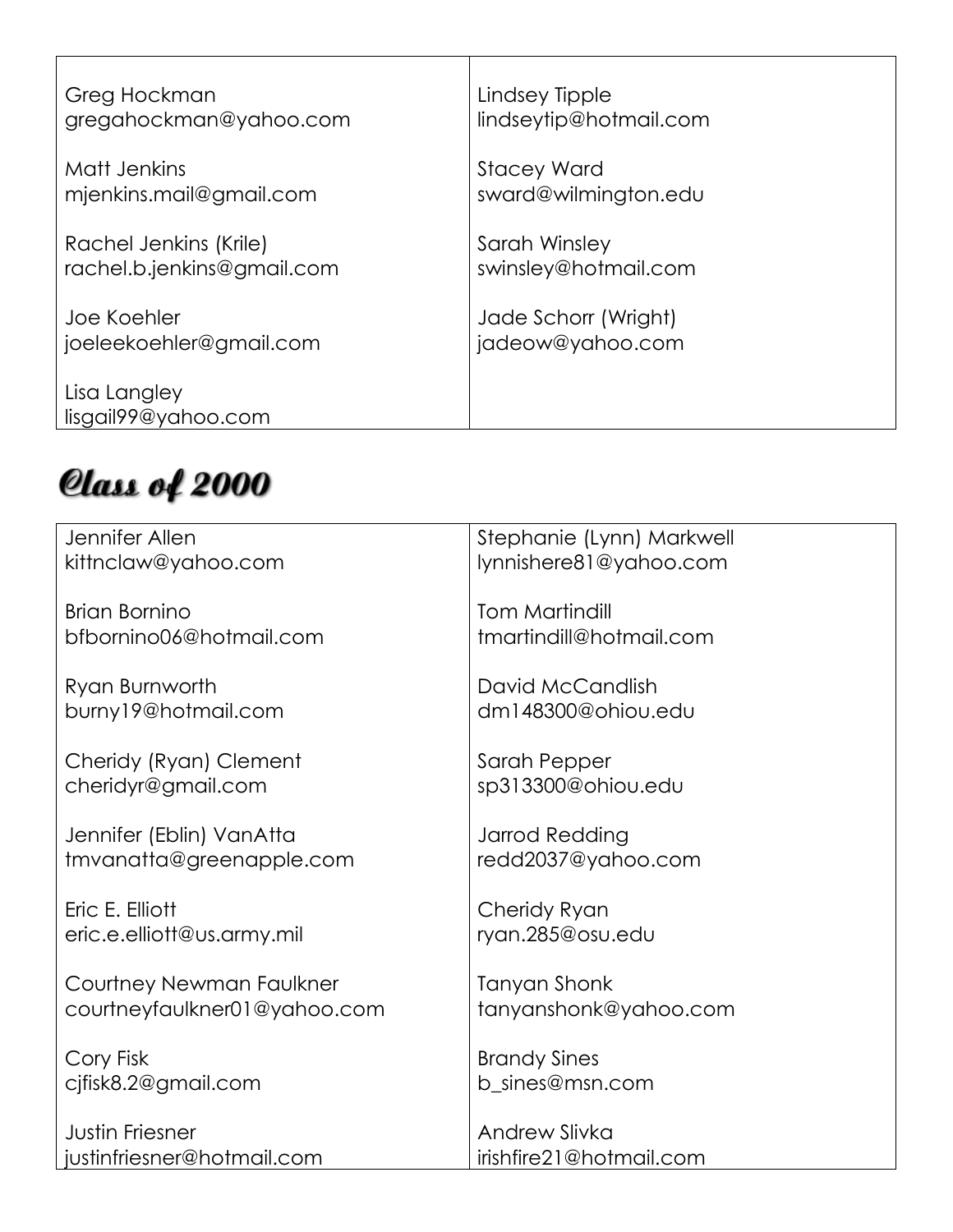| | |
|---|---|
| Greg Hockman<br>gregahockman@yahoo.com | Lindsey Tipple<br>lindseytip@hotmail.com |
| Matt Jenkins<br>mjenkins.mail@gmail.com | Stacey Ward<br>sward@wilmington.edu |
| Rachel Jenkins (Krile)<br>rachel.b.jenkins@gmail.com | Sarah Winsley<br>swinsley@hotmail.com |
| Joe Koehler<br>joeleekoehler@gmail.com | Jade Schorr (Wright)<br>jadeow@yahoo.com |
| Lisa Langley<br>lisgail99@yahoo.com | |

## Class of 2000

| | |
|---|---|
| Jennifer Allen<br>kittnclaw@yahoo.com | Stephanie (Lynn) Markwell<br>lynnishere81@yahoo.com |
| Brian Bornino<br>bfbornino06@hotmail.com | Tom Martindill<br>tmartindill@hotmail.com |
| Ryan Burnworth<br>burny19@hotmail.com | David McCandlish<br>dm148300@ohiou.edu |
| Cheridy (Ryan) Clement<br>cheridyr@gmail.com | Sarah Pepper<br>sp313300@ohiou.edu |
| Jennifer (Eblin) VanAtta<br>tmvanatta@greenapple.com | Jarrod Redding<br>redd2037@yahoo.com |
| Eric E. Elliott<br>eric.e.elliott@us.army.mil | Cheridy Ryan<br>ryan.285@osu.edu |
| Courtney Newman Faulkner<br>courtneyfaulkner01@yahoo.com | Tanyan Shonk<br>tanyanshonk@yahoo.com |
| Cory Fisk<br>cjfisk8.2@gmail.com | Brandy Sines<br>b_sines@msn.com |
| Justin Friesner<br>justinfriesner@hotmail.com | Andrew Slivka<br>irishfire21@hotmail.com |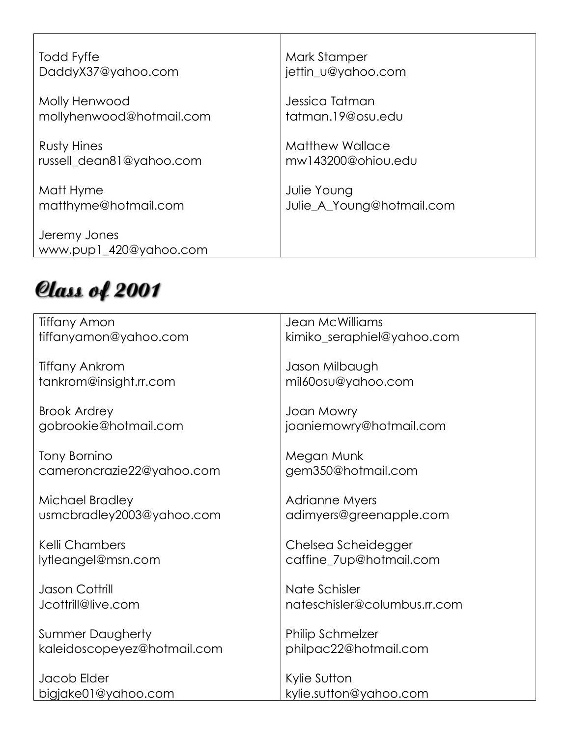| | |
|---|---|
| Todd Fyffe<br>DaddyX37@yahoo.com | Mark Stamper<br>jettin_u@yahoo.com |
| Molly Henwood<br>mollyhenwood@hotmail.com | Jessica Tatman<br>tatman.19@osu.edu |
| Rusty Hines<br>russell_dean81@yahoo.com | Matthew Wallace<br>mw143200@ohiou.edu |
| Matt Hyme<br>matthyme@hotmail.com | Julie Young<br>Julie_A_Young@hotmail.com |
| Jeremy Jones<br>www.pup1_420@yahoo.com | |

# Class of 2001

| | |
|---|---|
| Tiffany Amon<br>tiffanyamon@yahoo.com | Jean McWilliams<br>kimiko_seraphiel@yahoo.com |
| Tiffany Ankrom<br>tankrom@insight.rr.com | Jason Milbaugh<br>mil60osu@yahoo.com |
| Brook Ardrey<br>gobrookie@hotmail.com | Joan Mowry<br>joaniemowry@hotmail.com |
| Tony Bornino<br>cameroncrazie22@yahoo.com | Megan Munk<br>gem350@hotmail.com |
| Michael Bradley<br>usmcbradley2003@yahoo.com | Adrianne Myers<br>adimyers@greenapple.com |
| Kelli Chambers<br>lytleangel@msn.com | Chelsea Scheidegger<br>caffine_7up@hotmail.com |
| Jason Cottrill<br>Jcottrill@live.com | Nate Schisler<br>nateschisler@columbus.rr.com |
| Summer Daugherty<br>kaleidoscopeyez@hotmail.com | Philip Schmelzer<br>philpac22@hotmail.com |
| Jacob Elder<br>bigjake01@yahoo.com | Kylie Sutton<br>kylie.sutton@yahoo.com |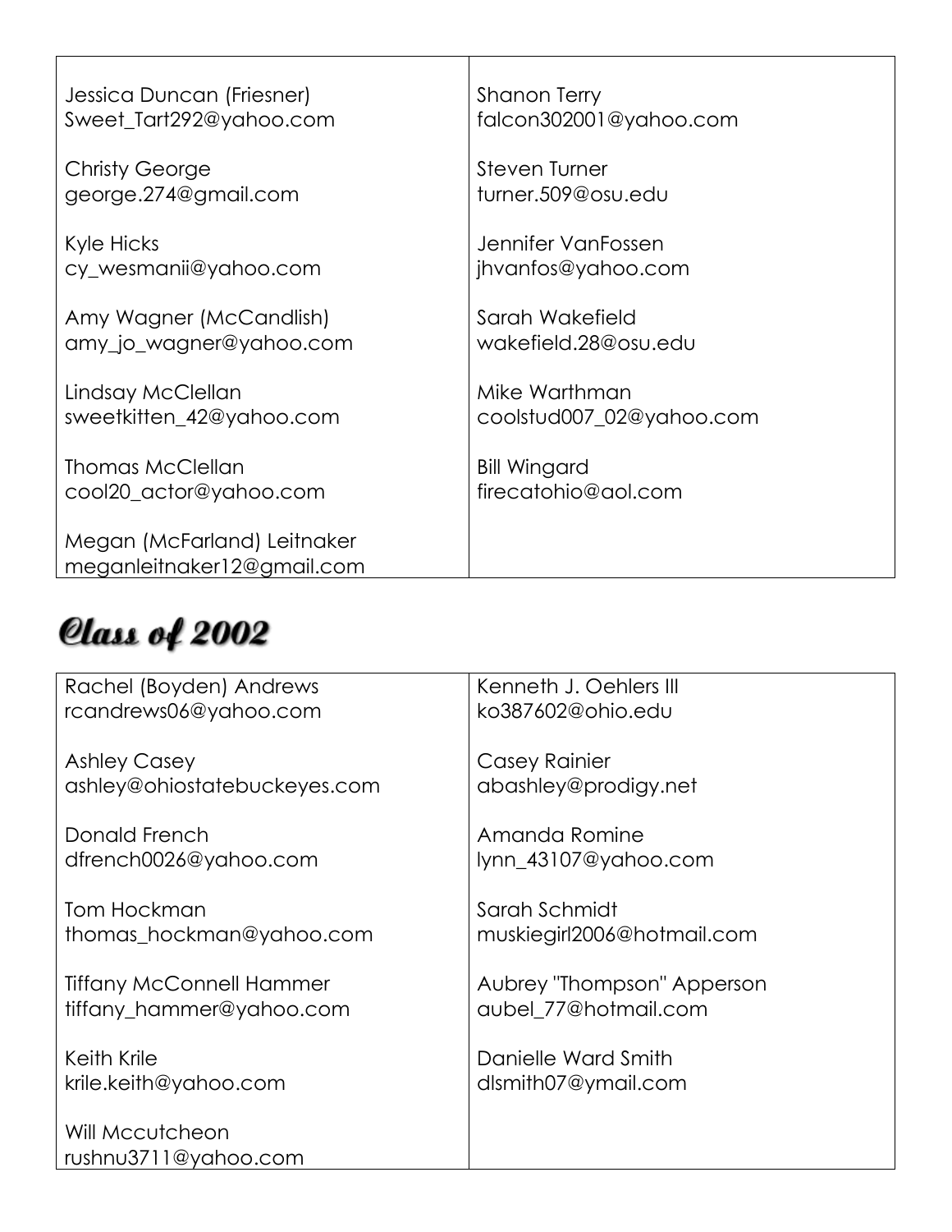| | |
|---|---|
| Jessica Duncan (Friesner)<br>Sweet_Tart292@yahoo.com<br><br>Christy George<br>george.274@gmail.com<br><br>Kyle Hicks<br>cy_wesmanii@yahoo.com<br><br>Amy Wagner (McCandlish)<br>amy_jo_wagner@yahoo.com<br><br>Lindsay McClellan<br>sweetkitten_42@yahoo.com<br><br>Thomas McClellan<br>cool20_actor@yahoo.com<br><br>Megan (McFarland) Leitnaker<br>meganleitnaker12@gmail.com | Shanon Terry<br>falcon302001@yahoo.com<br><br>Steven Turner<br>turner.509@osu.edu<br><br>Jennifer VanFossen<br>jhvanfos@yahoo.com<br><br>Sarah Wakefield<br>wakefield.28@osu.edu<br><br>Mike Warthman<br>coolstud007_02@yahoo.com<br><br>Bill Wingard<br>firecatohio@aol.com |

# Class of 2002

| | |
|---|---|
| Rachel (Boyden) Andrews<br>rcandrews06@yahoo.com<br><br>Ashley Casey<br>ashley@ohiostatebuckeyes.com<br><br>Donald French<br>dfrench0026@yahoo.com<br><br>Tom Hockman<br>thomas_hockman@yahoo.com<br><br>Tiffany McConnell Hammer<br>tiffany_hammer@yahoo.com<br><br>Keith Krile<br>krile.keith@yahoo.com<br><br>Will Mccutcheon<br>rushnu3711@yahoo.com | Kenneth J. Oehlers III<br>ko387602@ohio.edu<br><br>Casey Rainier<br>abashley@prodigy.net<br><br>Amanda Romine<br>lynn_43107@yahoo.com<br><br>Sarah Schmidt<br>muskiegirl2006@hotmail.com<br><br>Aubrey "Thompson" Apperson<br>aubel_77@hotmail.com<br><br>Danielle Ward Smith<br>dlsmith07@ymail.com |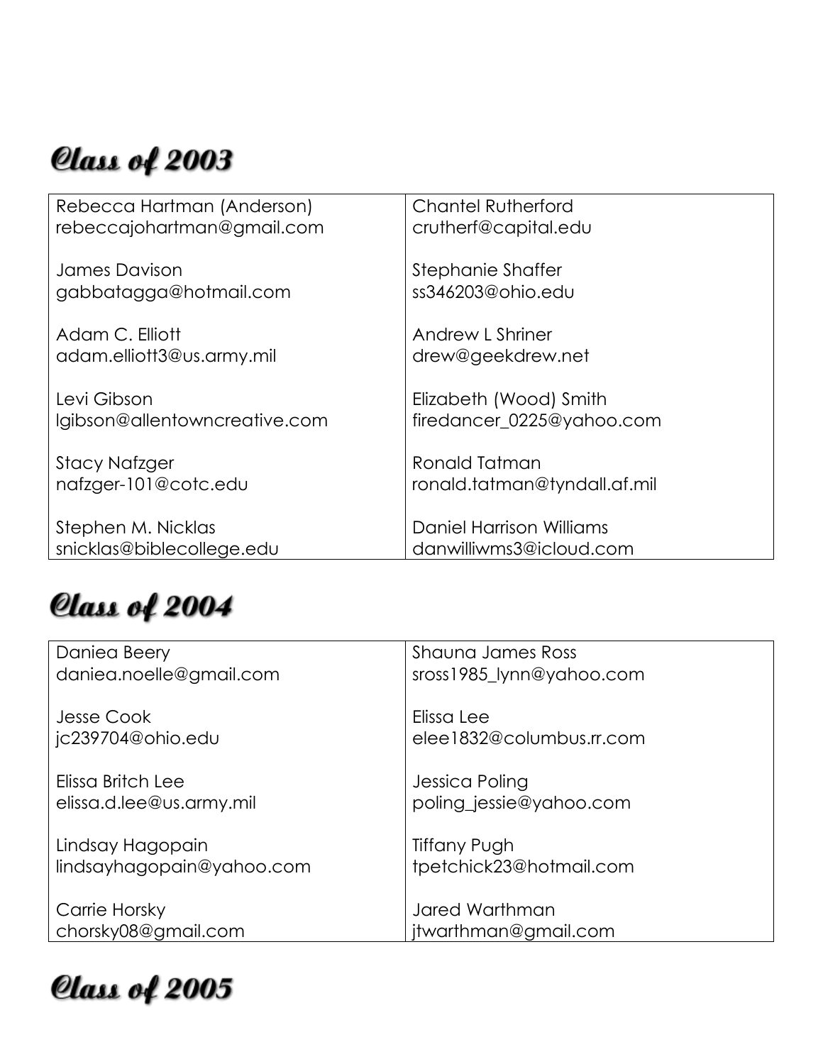## Class of 2003

| | |
|---|---|
| Rebecca Hartman (Anderson)<br>rebeccajohartman@gmail.com | Chantel Rutherford<br>crutherf@capital.edu |
| James Davison<br>gabbatagga@hotmail.com | Stephanie Shaffer<br>ss346203@ohio.edu |
| Adam C. Elliott<br>adam.elliott3@us.army.mil | Andrew L Shriner<br>drew@geekdrew.net |
| Levi Gibson<br>lgibson@allentowncreative.com | Elizabeth (Wood) Smith<br>firedancer_0225@yahoo.com |
| Stacy Nafzger<br>nafzger-101@cotc.edu | Ronald Tatman<br>ronald.tatman@tyndall.af.mil |
| Stephen M. Nicklas<br>snicklas@biblecollege.edu | Daniel Harrison Williams<br>danwilliwms3@icloud.com |

## Class of 2004

| | |
|---|---|
| Daniea Beery<br>daniea.noelle@gmail.com | Shauna James Ross<br>sross1985_lynn@yahoo.com |
| Jesse Cook<br>jc239704@ohio.edu | Elissa Lee<br>elee1832@columbus.rr.com |
| Elissa Britch Lee<br>elissa.d.lee@us.army.mil | Jessica Poling<br>poling_jessie@yahoo.com |
| Lindsay Hagopain<br>lindsayhagopain@yahoo.com | Tiffany Pugh<br>tpetchick23@hotmail.com |
| Carrie Horsky<br>chorsky08@gmail.com | Jared Warthman<br>jtwarthman@gmail.com |

## Class of 2005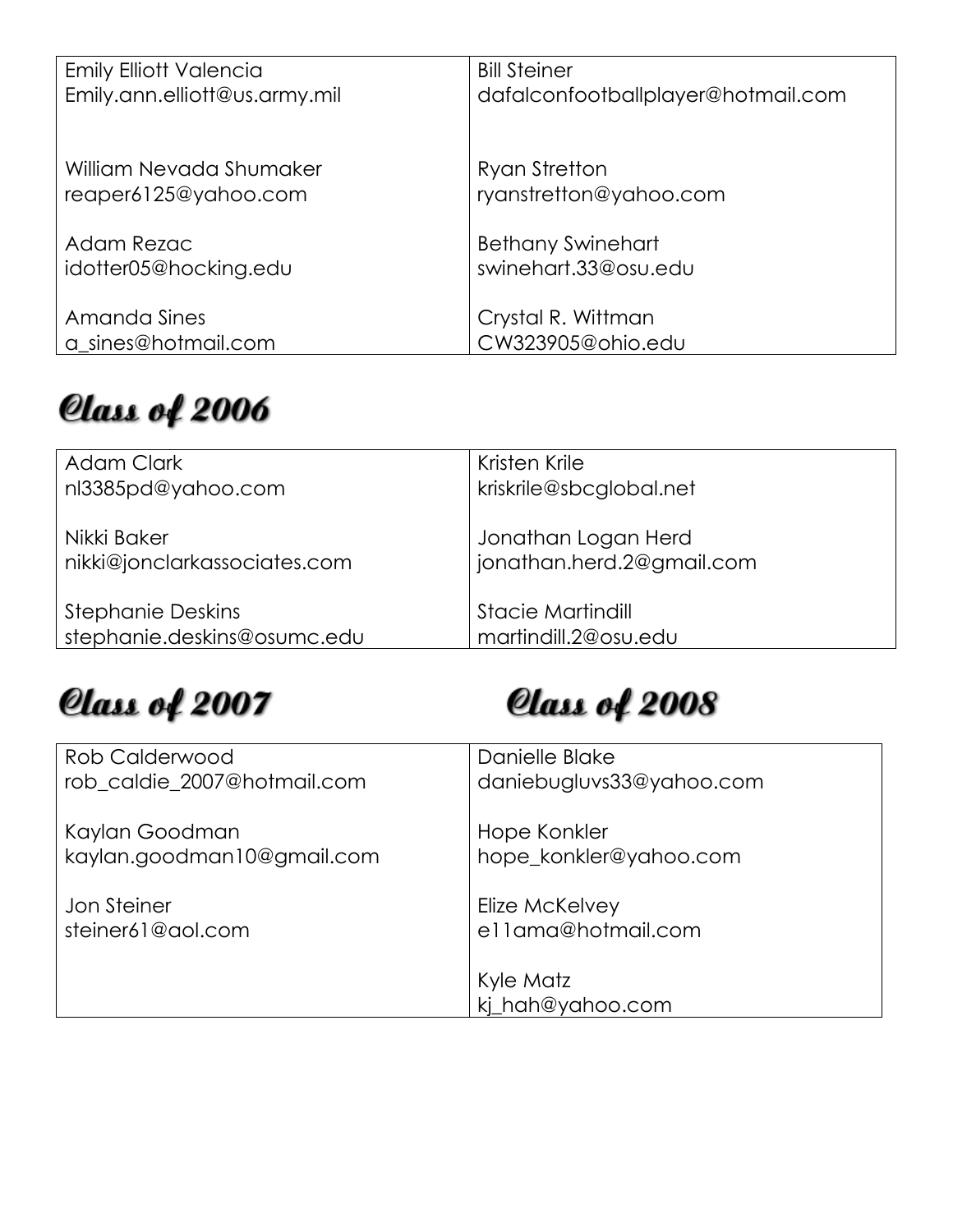| | |
|---|---|
| Emily Elliott Valencia<br>Emily.ann.elliott@us.army.mil | Bill Steiner<br>dafalconfootballplayer@hotmail.com |
| William Nevada Shumaker<br>reaper6125@yahoo.com | Ryan Stretton<br>ryanstretton@yahoo.com |
| Adam Rezac<br>idotter05@hocking.edu | Bethany Swinehart<br>swinehart.33@osu.edu |
| Amanda Sines<br>a_sines@hotmail.com | Crystal R. Wittman<br>CW323905@ohio.edu |

# Class of 2006

| | |
|---|---|
| Adam Clark<br>nl3385pd@yahoo.com | Kristen Krile<br>kriskrile@sbcglobal.net |
| Nikki Baker<br>nikki@jonclarkassociates.com | Jonathan Logan Herd<br>jonathan.herd.2@gmail.com |
| Stephanie Deskins<br>stephanie.deskins@osumc.edu | Stacie Martindill<br>martindill.2@osu.edu |

# Class of 2007

| |
|---|
| Rob Calderwood<br>rob_caldie_2007@hotmail.com |
| Kaylan Goodman<br>kaylan.goodman10@gmail.com |
| Jon Steiner<br>steiner61@aol.com |

# Class of 2008

| |
|---|
| Danielle Blake<br>daniebugluvs33@yahoo.com |
| Hope Konkler<br>hope_konkler@yahoo.com |
| Elize McKelvey<br>e11ama@hotmail.com |
| Kyle Matz<br>kj_hah@yahoo.com |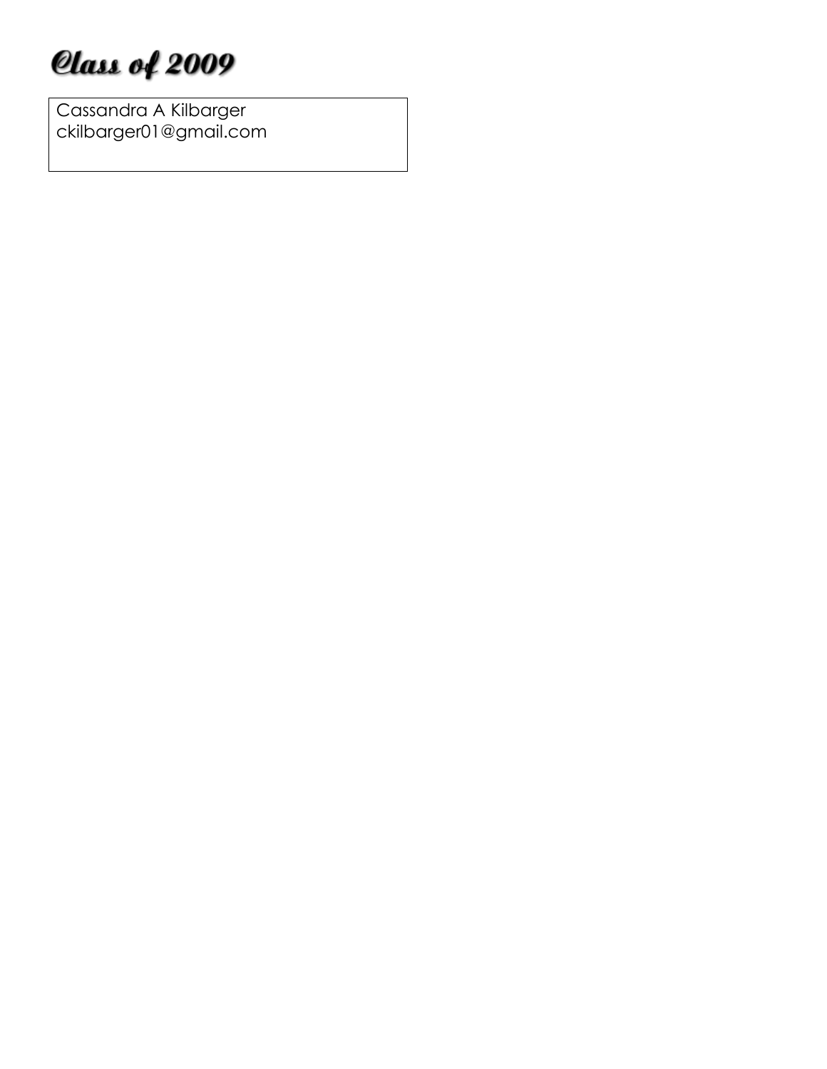# Class of 2009

Cassandra A Kilbarger
ckilbarger01@gmail.com